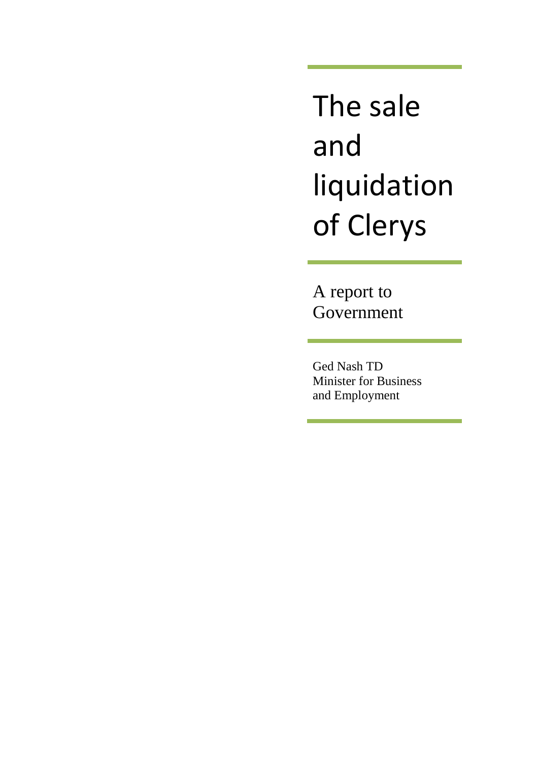# The sale and liquidation of Clerys

A report to Government

Ged Nash TD
Minister for Business and Employment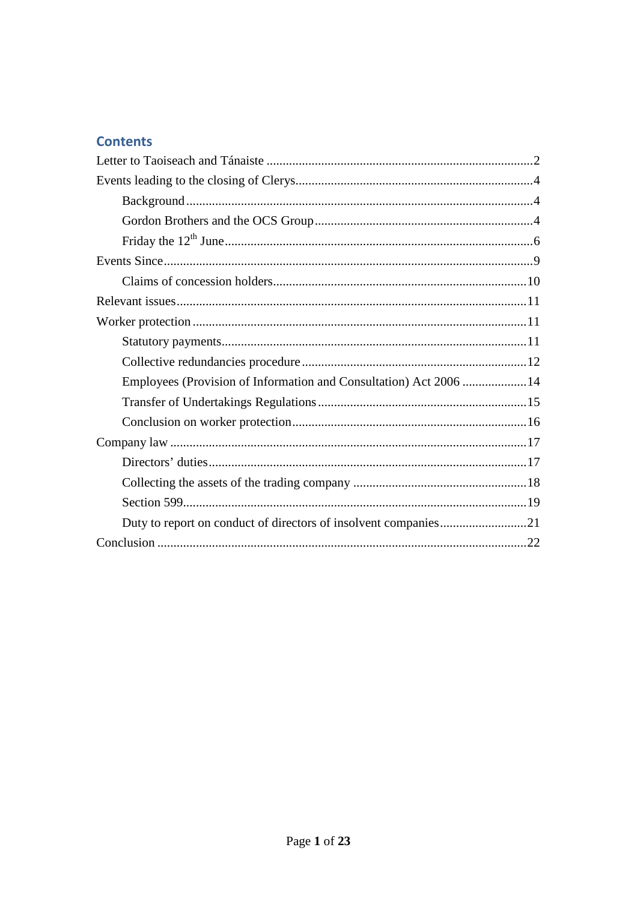## Contents

- Letter to Taoiseach and Tánaiste ....... 2
- Events leading to the closing of Clerys ....... 4
    - Background ....... 4
    - Gordon Brothers and the OCS Group ....... 4
    - Friday the 12th June ....... 6
- Events Since ....... 9
    - Claims of concession holders ....... 10
- Relevant issues ....... 11
- Worker protection ....... 11
    - Statutory payments ....... 11
    - Collective redundancies procedure ....... 12
    - Employees (Provision of Information and Consultation) Act 2006 ....... 14
    - Transfer of Undertakings Regulations ....... 15
    - Conclusion on worker protection ....... 16
- Company law ....... 17
    - Directors' duties ....... 17
    - Collecting the assets of the trading company ....... 18
    - Section 599 ....... 19
    - Duty to report on conduct of directors of insolvent companies ....... 21
- Conclusion ....... 22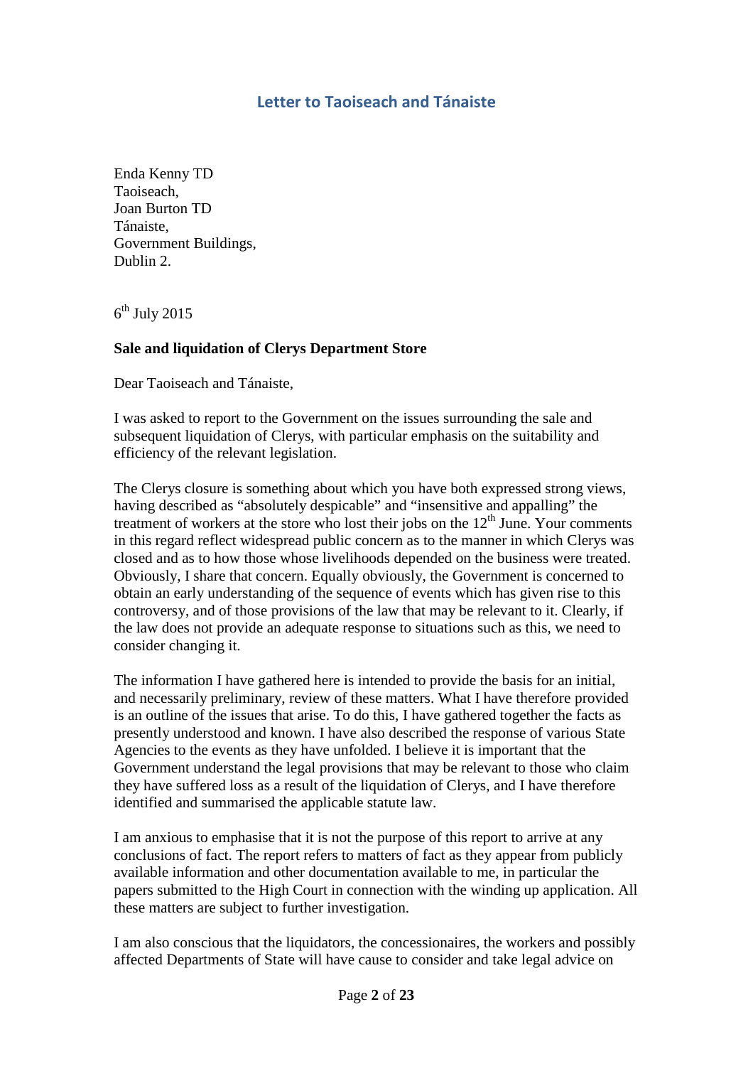## Letter to Taoiseach and Tánaiste

Enda Kenny TD
Taoiseach,
Joan Burton TD
Tánaiste,
Government Buildings,
Dublin 2.

6th July 2015

**Sale and liquidation of Clerys Department Store**

Dear Taoiseach and Tánaiste,

I was asked to report to the Government on the issues surrounding the sale and subsequent liquidation of Clerys, with particular emphasis on the suitability and efficiency of the relevant legislation.

The Clerys closure is something about which you have both expressed strong views, having described as "absolutely despicable" and "insensitive and appalling" the treatment of workers at the store who lost their jobs on the 12th June. Your comments in this regard reflect widespread public concern as to the manner in which Clerys was closed and as to how those whose livelihoods depended on the business were treated. Obviously, I share that concern. Equally obviously, the Government is concerned to obtain an early understanding of the sequence of events which has given rise to this controversy, and of those provisions of the law that may be relevant to it. Clearly, if the law does not provide an adequate response to situations such as this, we need to consider changing it.

The information I have gathered here is intended to provide the basis for an initial, and necessarily preliminary, review of these matters. What I have therefore provided is an outline of the issues that arise. To do this, I have gathered together the facts as presently understood and known. I have also described the response of various State Agencies to the events as they have unfolded. I believe it is important that the Government understand the legal provisions that may be relevant to those who claim they have suffered loss as a result of the liquidation of Clerys, and I have therefore identified and summarised the applicable statute law.

I am anxious to emphasise that it is not the purpose of this report to arrive at any conclusions of fact. The report refers to matters of fact as they appear from publicly available information and other documentation available to me, in particular the papers submitted to the High Court in connection with the winding up application. All these matters are subject to further investigation.

I am also conscious that the liquidators, the concessionaires, the workers and possibly affected Departments of State will have cause to consider and take legal advice on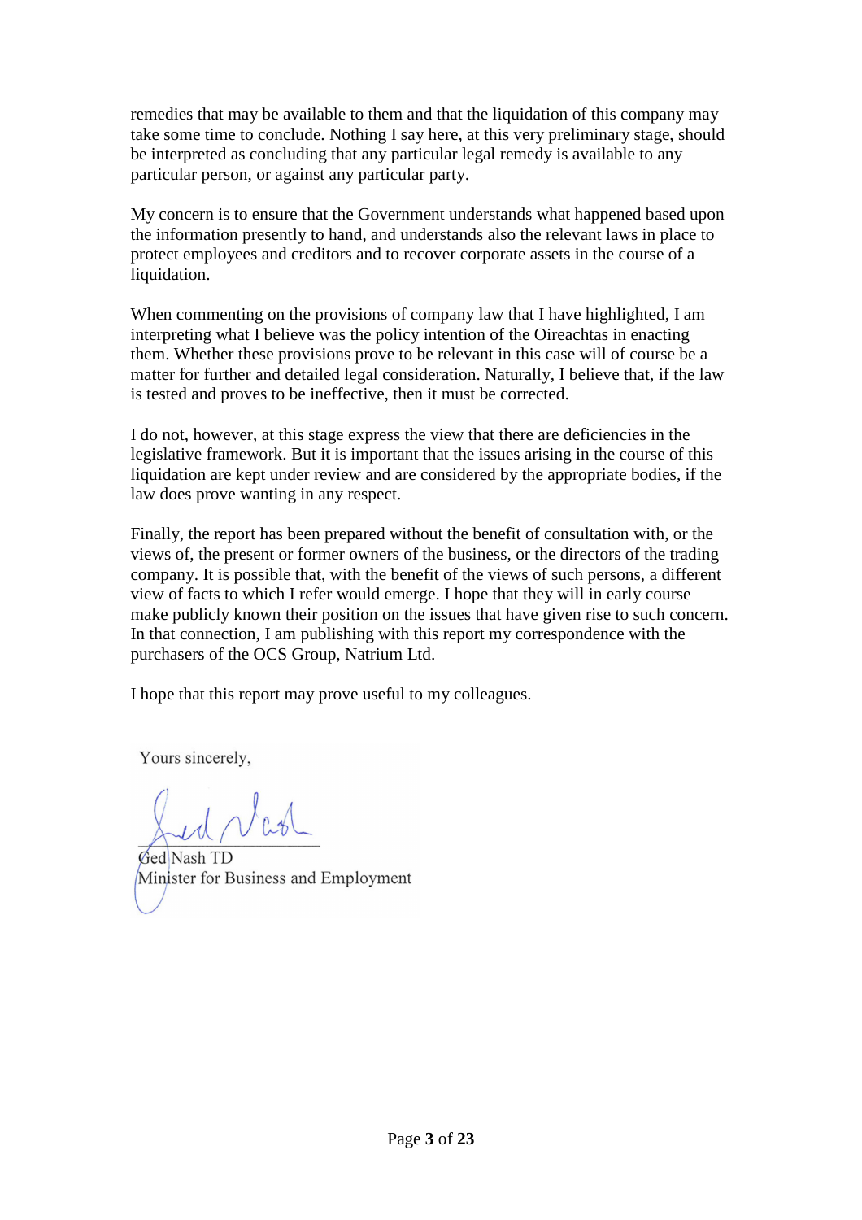remedies that may be available to them and that the liquidation of this company may take some time to conclude. Nothing I say here, at this very preliminary stage, should be interpreted as concluding that any particular legal remedy is available to any particular person, or against any particular party.

My concern is to ensure that the Government understands what happened based upon the information presently to hand, and understands also the relevant laws in place to protect employees and creditors and to recover corporate assets in the course of a liquidation.

When commenting on the provisions of company law that I have highlighted, I am interpreting what I believe was the policy intention of the Oireachtas in enacting them. Whether these provisions prove to be relevant in this case will of course be a matter for further and detailed legal consideration. Naturally, I believe that, if the law is tested and proves to be ineffective, then it must be corrected.

I do not, however, at this stage express the view that there are deficiencies in the legislative framework. But it is important that the issues arising in the course of this liquidation are kept under review and are considered by the appropriate bodies, if the law does prove wanting in any respect.

Finally, the report has been prepared without the benefit of consultation with, or the views of, the present or former owners of the business, or the directors of the trading company. It is possible that, with the benefit of the views of such persons, a different view of facts to which I refer would emerge. I hope that they will in early course make publicly known their position on the issues that have given rise to such concern. In that connection, I am publishing with this report my correspondence with the purchasers of the OCS Group, Natrium Ltd.

I hope that this report may prove useful to my colleagues.

Yours sincerely,

Ged Nash TD
Minister for Business and Employment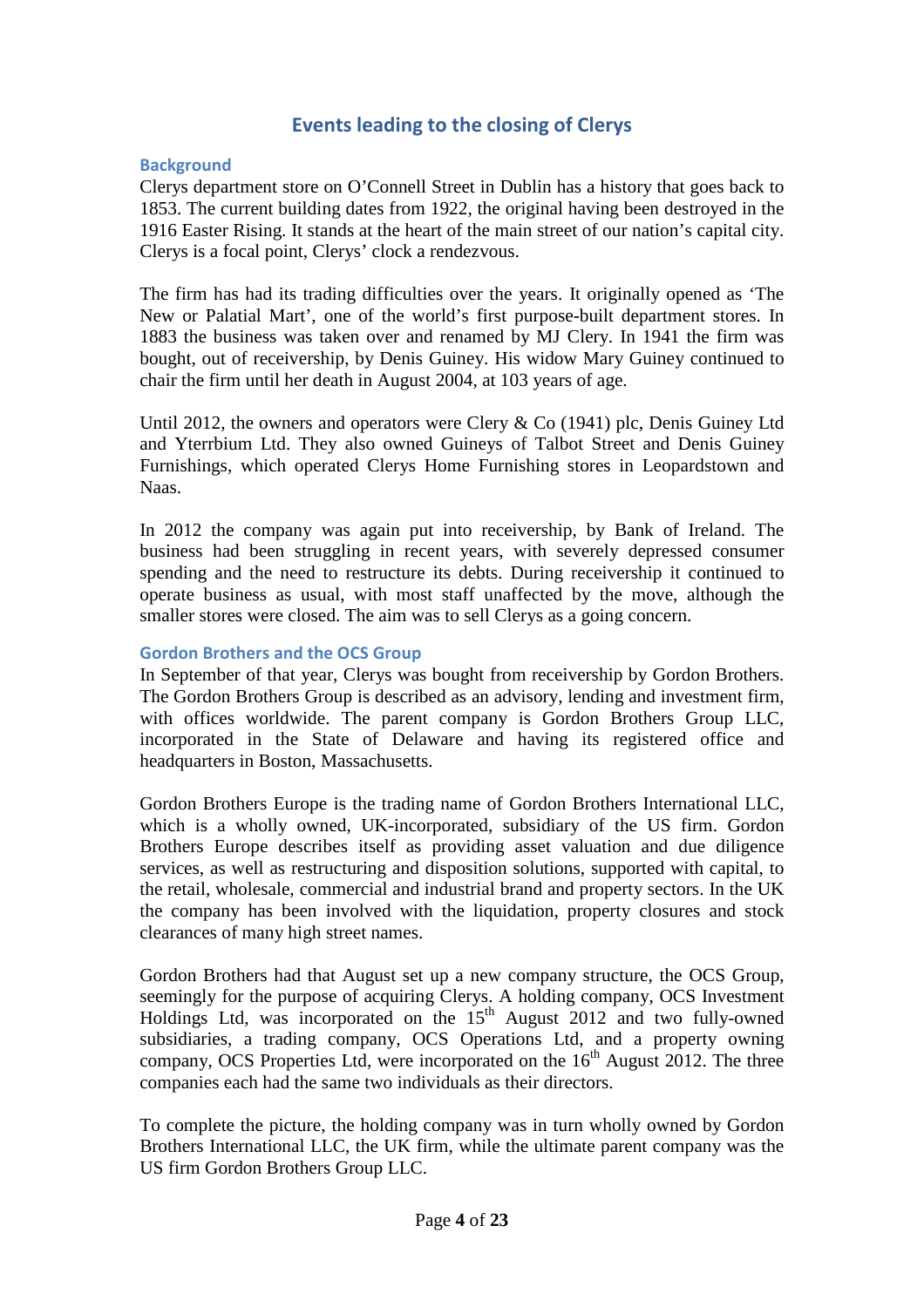## Events leading to the closing of Clerys

### Background

Clerys department store on O'Connell Street in Dublin has a history that goes back to 1853. The current building dates from 1922, the original having been destroyed in the 1916 Easter Rising. It stands at the heart of the main street of our nation's capital city. Clerys is a focal point, Clerys' clock a rendezvous.

The firm has had its trading difficulties over the years. It originally opened as 'The New or Palatial Mart', one of the world's first purpose-built department stores. In 1883 the business was taken over and renamed by MJ Clery. In 1941 the firm was bought, out of receivership, by Denis Guiney. His widow Mary Guiney continued to chair the firm until her death in August 2004, at 103 years of age.

Until 2012, the owners and operators were Clery & Co (1941) plc, Denis Guiney Ltd and Yterrbium Ltd. They also owned Guineys of Talbot Street and Denis Guiney Furnishings, which operated Clerys Home Furnishing stores in Leopardstown and Naas.

In 2012 the company was again put into receivership, by Bank of Ireland. The business had been struggling in recent years, with severely depressed consumer spending and the need to restructure its debts. During receivership it continued to operate business as usual, with most staff unaffected by the move, although the smaller stores were closed. The aim was to sell Clerys as a going concern.

### Gordon Brothers and the OCS Group

In September of that year, Clerys was bought from receivership by Gordon Brothers. The Gordon Brothers Group is described as an advisory, lending and investment firm, with offices worldwide. The parent company is Gordon Brothers Group LLC, incorporated in the State of Delaware and having its registered office and headquarters in Boston, Massachusetts.

Gordon Brothers Europe is the trading name of Gordon Brothers International LLC, which is a wholly owned, UK-incorporated, subsidiary of the US firm. Gordon Brothers Europe describes itself as providing asset valuation and due diligence services, as well as restructuring and disposition solutions, supported with capital, to the retail, wholesale, commercial and industrial brand and property sectors. In the UK the company has been involved with the liquidation, property closures and stock clearances of many high street names.

Gordon Brothers had that August set up a new company structure, the OCS Group, seemingly for the purpose of acquiring Clerys. A holding company, OCS Investment Holdings Ltd, was incorporated on the 15th August 2012 and two fully-owned subsidiaries, a trading company, OCS Operations Ltd, and a property owning company, OCS Properties Ltd, were incorporated on the 16th August 2012. The three companies each had the same two individuals as their directors.

To complete the picture, the holding company was in turn wholly owned by Gordon Brothers International LLC, the UK firm, while the ultimate parent company was the US firm Gordon Brothers Group LLC.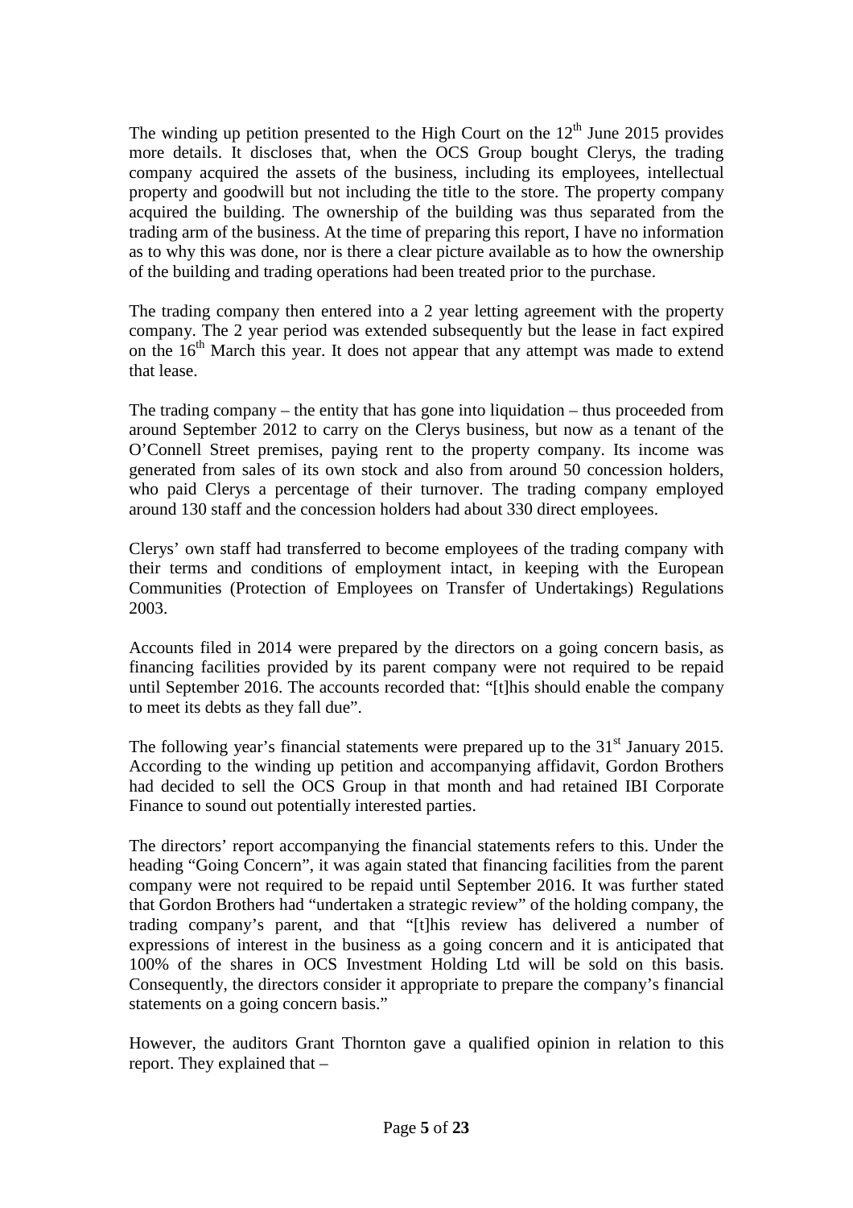The winding up petition presented to the High Court on the 12th June 2015 provides more details. It discloses that, when the OCS Group bought Clerys, the trading company acquired the assets of the business, including its employees, intellectual property and goodwill but not including the title to the store. The property company acquired the building. The ownership of the building was thus separated from the trading arm of the business. At the time of preparing this report, I have no information as to why this was done, nor is there a clear picture available as to how the ownership of the building and trading operations had been treated prior to the purchase.

The trading company then entered into a 2 year letting agreement with the property company. The 2 year period was extended subsequently but the lease in fact expired on the 16th March this year. It does not appear that any attempt was made to extend that lease.

The trading company – the entity that has gone into liquidation – thus proceeded from around September 2012 to carry on the Clerys business, but now as a tenant of the O'Connell Street premises, paying rent to the property company. Its income was generated from sales of its own stock and also from around 50 concession holders, who paid Clerys a percentage of their turnover. The trading company employed around 130 staff and the concession holders had about 330 direct employees.

Clerys' own staff had transferred to become employees of the trading company with their terms and conditions of employment intact, in keeping with the European Communities (Protection of Employees on Transfer of Undertakings) Regulations 2003.

Accounts filed in 2014 were prepared by the directors on a going concern basis, as financing facilities provided by its parent company were not required to be repaid until September 2016. The accounts recorded that: "[t]his should enable the company to meet its debts as they fall due".

The following year's financial statements were prepared up to the 31st January 2015. According to the winding up petition and accompanying affidavit, Gordon Brothers had decided to sell the OCS Group in that month and had retained IBI Corporate Finance to sound out potentially interested parties.

The directors' report accompanying the financial statements refers to this. Under the heading "Going Concern", it was again stated that financing facilities from the parent company were not required to be repaid until September 2016. It was further stated that Gordon Brothers had "undertaken a strategic review" of the holding company, the trading company's parent, and that "[t]his review has delivered a number of expressions of interest in the business as a going concern and it is anticipated that 100% of the shares in OCS Investment Holding Ltd will be sold on this basis. Consequently, the directors consider it appropriate to prepare the company's financial statements on a going concern basis."

However, the auditors Grant Thornton gave a qualified opinion in relation to this report. They explained that –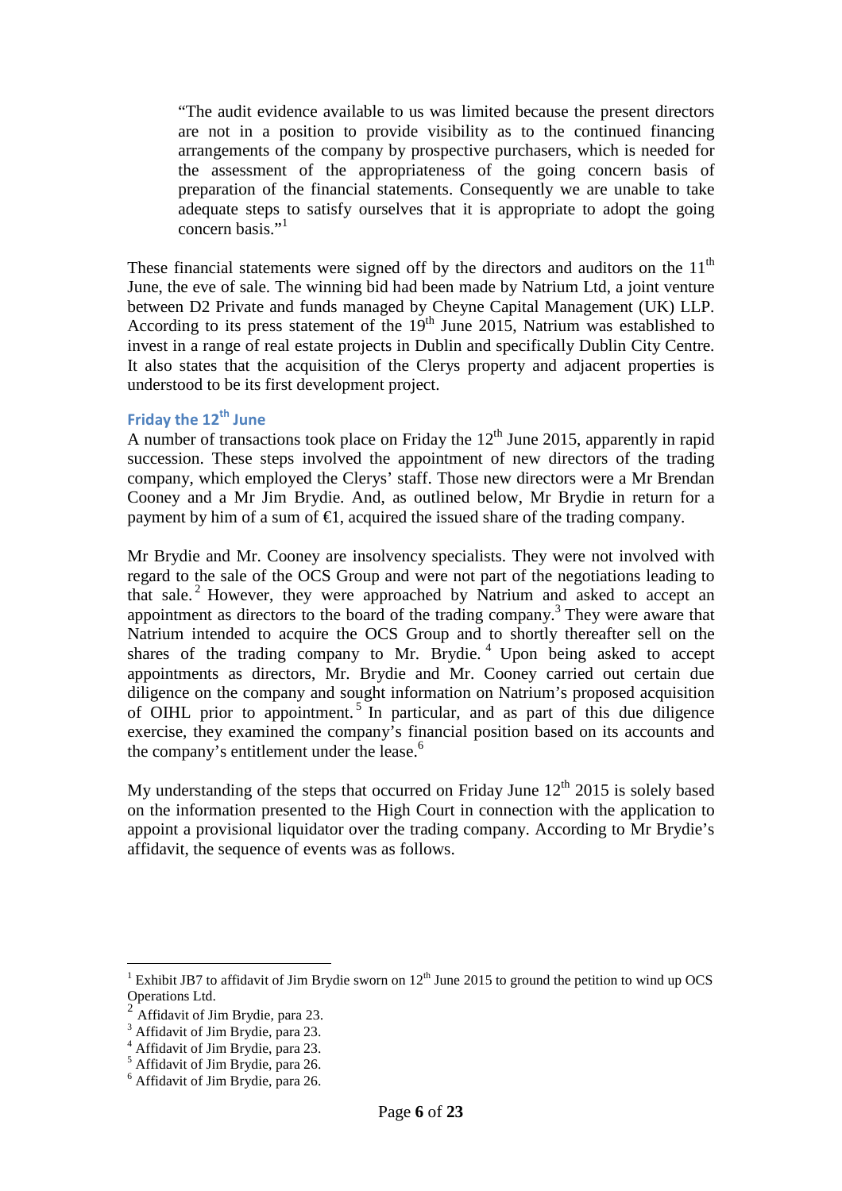> "The audit evidence available to us was limited because the present directors are not in a position to provide visibility as to the continued financing arrangements of the company by prospective purchasers, which is needed for the assessment of the appropriateness of the going concern basis of preparation of the financial statements. Consequently we are unable to take adequate steps to satisfy ourselves that it is appropriate to adopt the going concern basis."[1]

These financial statements were signed off by the directors and auditors on the 11th June, the eve of sale. The winning bid had been made by Natrium Ltd, a joint venture between D2 Private and funds managed by Cheyne Capital Management (UK) LLP. According to its press statement of the 19th June 2015, Natrium was established to invest in a range of real estate projects in Dublin and specifically Dublin City Centre. It also states that the acquisition of the Clerys property and adjacent properties is understood to be its first development project.

### Friday the 12th June

A number of transactions took place on Friday the 12th June 2015, apparently in rapid succession. These steps involved the appointment of new directors of the trading company, which employed the Clerys' staff. Those new directors were a Mr Brendan Cooney and a Mr Jim Brydie. And, as outlined below, Mr Brydie in return for a payment by him of a sum of €1, acquired the issued share of the trading company.

Mr Brydie and Mr. Cooney are insolvency specialists. They were not involved with regard to the sale of the OCS Group and were not part of the negotiations leading to that sale.[2] However, they were approached by Natrium and asked to accept an appointment as directors to the board of the trading company.[3] They were aware that Natrium intended to acquire the OCS Group and to shortly thereafter sell on the shares of the trading company to Mr. Brydie.[4] Upon being asked to accept appointments as directors, Mr. Brydie and Mr. Cooney carried out certain due diligence on the company and sought information on Natrium's proposed acquisition of OIHL prior to appointment.[5] In particular, and as part of this due diligence exercise, they examined the company's financial position based on its accounts and the company's entitlement under the lease.[6]

My understanding of the steps that occurred on Friday June 12th 2015 is solely based on the information presented to the High Court in connection with the application to appoint a provisional liquidator over the trading company. According to Mr Brydie's affidavit, the sequence of events was as follows.

---

[1] Exhibit JB7 to affidavit of Jim Brydie sworn on 12th June 2015 to ground the petition to wind up OCS Operations Ltd.

[2] Affidavit of Jim Brydie, para 23.

[3] Affidavit of Jim Brydie, para 23.

[4] Affidavit of Jim Brydie, para 23.

[5] Affidavit of Jim Brydie, para 26.

[6] Affidavit of Jim Brydie, para 26.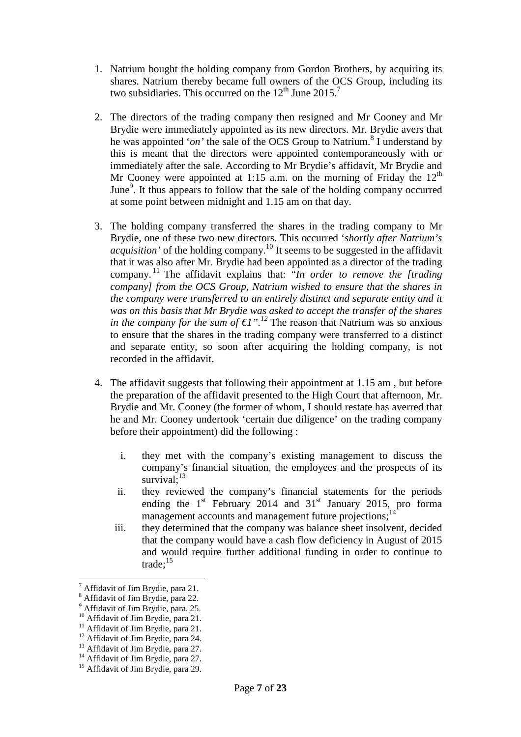1. Natrium bought the holding company from Gordon Brothers, by acquiring its shares. Natrium thereby became full owners of the OCS Group, including its two subsidiaries. This occurred on the 12th June 2015.[7]

2. The directors of the trading company then resigned and Mr Cooney and Mr Brydie were immediately appointed as its new directors. Mr. Brydie avers that he was appointed '*on*' the sale of the OCS Group to Natrium.[8] I understand by this is meant that the directors were appointed contemporaneously with or immediately after the sale. According to Mr Brydie's affidavit, Mr Brydie and Mr Cooney were appointed at 1:15 a.m. on the morning of Friday the 12th June[9]. It thus appears to follow that the sale of the holding company occurred at some point between midnight and 1.15 am on that day.

3. The holding company transferred the shares in the trading company to Mr Brydie, one of these two new directors. This occurred '*shortly after Natrium's acquisition'* of the holding company.[10] It seems to be suggested in the affidavit that it was also after Mr. Brydie had been appointed as a director of the trading company.[11] The affidavit explains that: "*In order to remove the [trading company] from the OCS Group, Natrium wished to ensure that the shares in the company were transferred to an entirely distinct and separate entity and it was on this basis that Mr Brydie was asked to accept the transfer of the shares in the company for the sum of €1".*[12] The reason that Natrium was so anxious to ensure that the shares in the trading company were transferred to a distinct and separate entity, so soon after acquiring the holding company, is not recorded in the affidavit.

4. The affidavit suggests that following their appointment at 1.15 am , but before the preparation of the affidavit presented to the High Court that afternoon, Mr. Brydie and Mr. Cooney (the former of whom, I should restate has averred that he and Mr. Cooney undertook 'certain due diligence' on the trading company before their appointment) did the following :

    i. they met with the company's existing management to discuss the company's financial situation, the employees and the prospects of its survival;[13]
    ii. they reviewed the company's financial statements for the periods ending the 1st February 2014 and 31st January 2015, pro forma management accounts and management future projections;[14]
    iii. they determined that the company was balance sheet insolvent, decided that the company would have a cash flow deficiency in August of 2015 and would require further additional funding in order to continue to trade;[15]

---

[7] Affidavit of Jim Brydie, para 21.
[8] Affidavit of Jim Brydie, para 22.
[9] Affidavit of Jim Brydie, para. 25.
[10] Affidavit of Jim Brydie, para 21.
[11] Affidavit of Jim Brydie, para 21.
[12] Affidavit of Jim Brydie, para 24.
[13] Affidavit of Jim Brydie, para 27.
[14] Affidavit of Jim Brydie, para 27.
[15] Affidavit of Jim Brydie, para 29.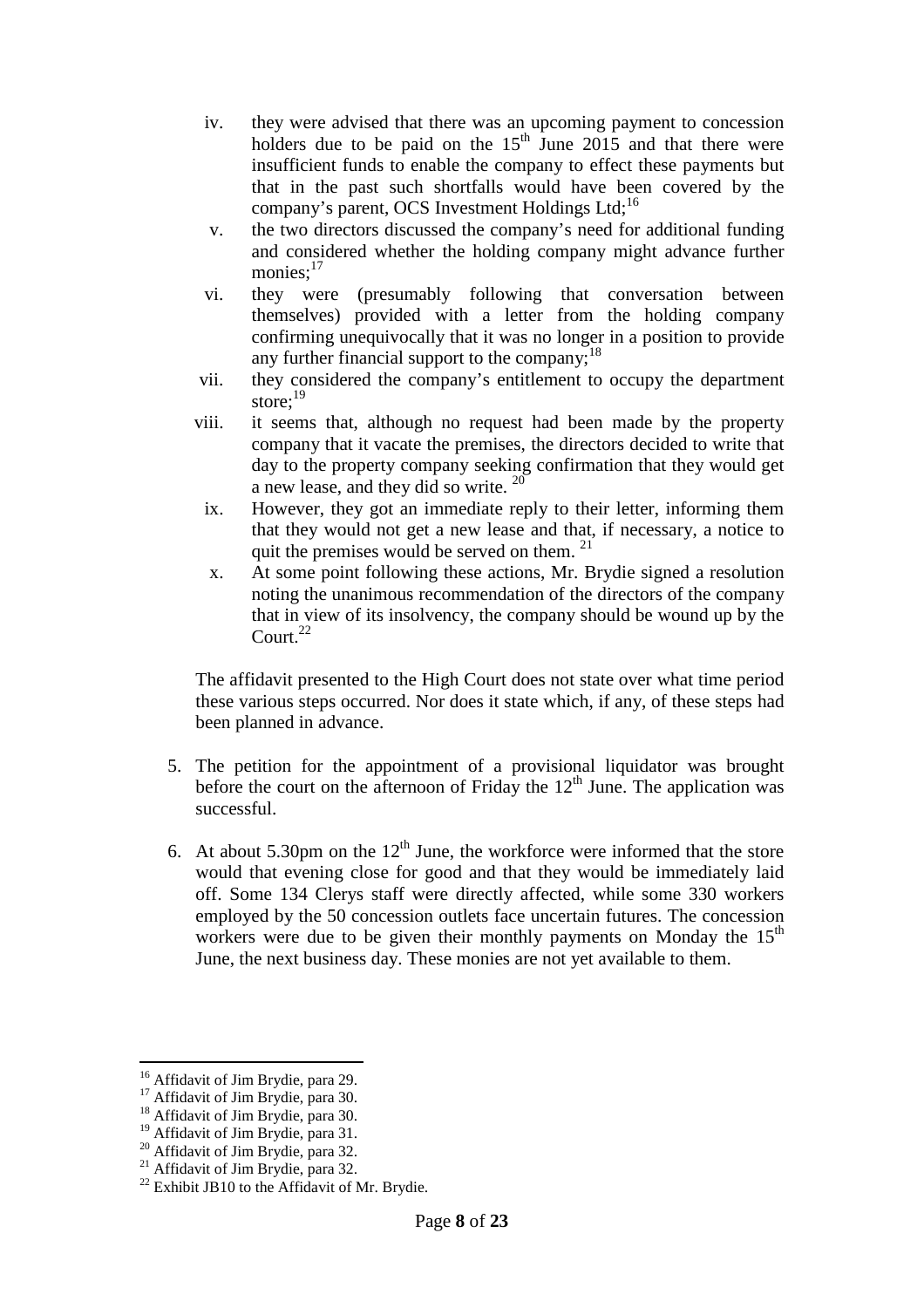iv. they were advised that there was an upcoming payment to concession holders due to be paid on the 15th June 2015 and that there were insufficient funds to enable the company to effect these payments but that in the past such shortfalls would have been covered by the company's parent, OCS Investment Holdings Ltd;[16]

v. the two directors discussed the company's need for additional funding and considered whether the holding company might advance further monies;[17]

vi. they were (presumably following that conversation between themselves) provided with a letter from the holding company confirming unequivocally that it was no longer in a position to provide any further financial support to the company;[18]

vii. they considered the company's entitlement to occupy the department store;[19]

viii. it seems that, although no request had been made by the property company that it vacate the premises, the directors decided to write that day to the property company seeking confirmation that they would get a new lease, and they did so write. [20]

ix. However, they got an immediate reply to their letter, informing them that they would not get a new lease and that, if necessary, a notice to quit the premises would be served on them. [21]

x. At some point following these actions, Mr. Brydie signed a resolution noting the unanimous recommendation of the directors of the company that in view of its insolvency, the company should be wound up by the Court.[22]

The affidavit presented to the High Court does not state over what time period these various steps occurred. Nor does it state which, if any, of these steps had been planned in advance.

5. The petition for the appointment of a provisional liquidator was brought before the court on the afternoon of Friday the 12th June. The application was successful.

6. At about 5.30pm on the 12th June, the workforce were informed that the store would that evening close for good and that they would be immediately laid off. Some 134 Clerys staff were directly affected, while some 330 workers employed by the 50 concession outlets face uncertain futures. The concession workers were due to be given their monthly payments on Monday the 15th June, the next business day. These monies are not yet available to them.

---

[16] Affidavit of Jim Brydie, para 29.
[17] Affidavit of Jim Brydie, para 30.
[18] Affidavit of Jim Brydie, para 30.
[19] Affidavit of Jim Brydie, para 31.
[20] Affidavit of Jim Brydie, para 32.
[21] Affidavit of Jim Brydie, para 32.
[22] Exhibit JB10 to the Affidavit of Mr. Brydie.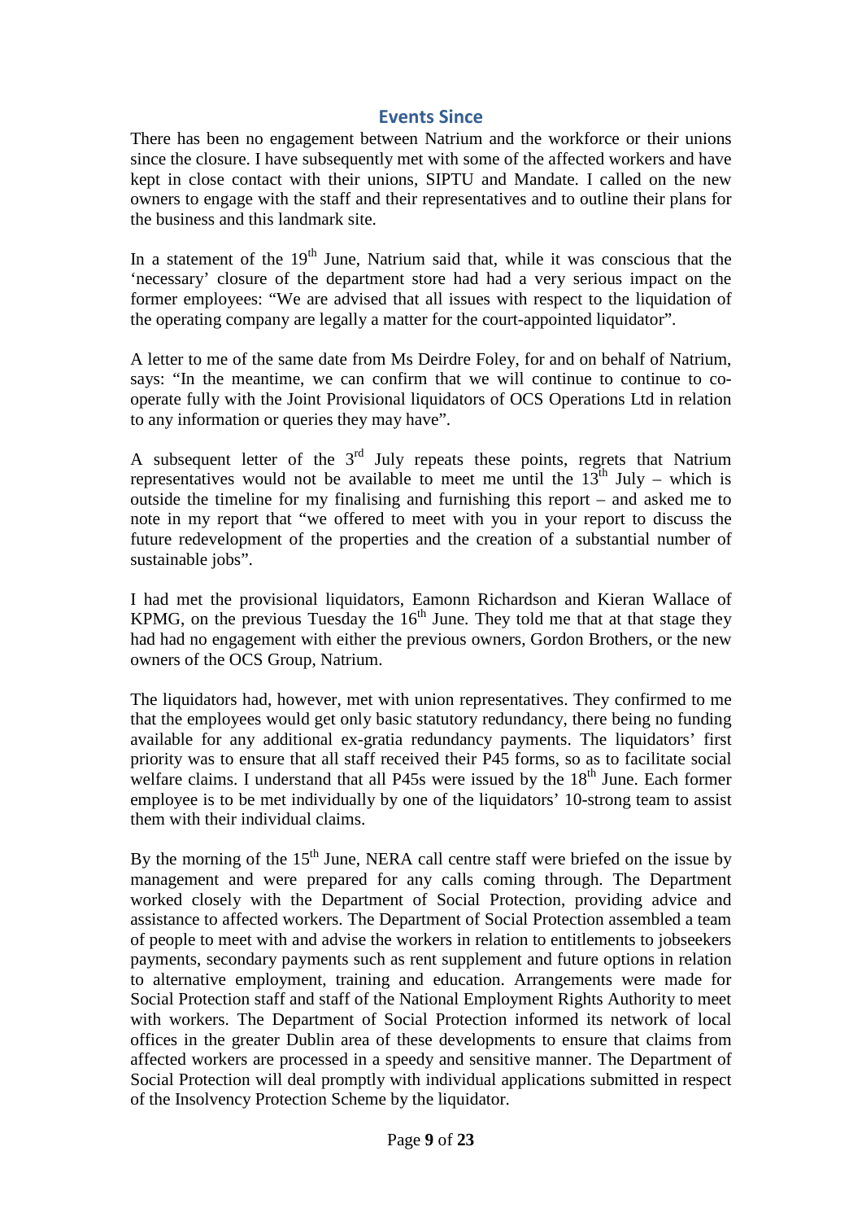## Events Since

There has been no engagement between Natrium and the workforce or their unions since the closure. I have subsequently met with some of the affected workers and have kept in close contact with their unions, SIPTU and Mandate. I called on the new owners to engage with the staff and their representatives and to outline their plans for the business and this landmark site.

In a statement of the 19th June, Natrium said that, while it was conscious that the 'necessary' closure of the department store had had a very serious impact on the former employees: "We are advised that all issues with respect to the liquidation of the operating company are legally a matter for the court-appointed liquidator".

A letter to me of the same date from Ms Deirdre Foley, for and on behalf of Natrium, says: "In the meantime, we can confirm that we will continue to continue to co-operate fully with the Joint Provisional liquidators of OCS Operations Ltd in relation to any information or queries they may have".

A subsequent letter of the 3rd July repeats these points, regrets that Natrium representatives would not be available to meet me until the 13th July – which is outside the timeline for my finalising and furnishing this report – and asked me to note in my report that "we offered to meet with you in your report to discuss the future redevelopment of the properties and the creation of a substantial number of sustainable jobs".

I had met the provisional liquidators, Eamonn Richardson and Kieran Wallace of KPMG, on the previous Tuesday the 16th June. They told me that at that stage they had had no engagement with either the previous owners, Gordon Brothers, or the new owners of the OCS Group, Natrium.

The liquidators had, however, met with union representatives. They confirmed to me that the employees would get only basic statutory redundancy, there being no funding available for any additional ex-gratia redundancy payments. The liquidators' first priority was to ensure that all staff received their P45 forms, so as to facilitate social welfare claims. I understand that all P45s were issued by the 18th June. Each former employee is to be met individually by one of the liquidators' 10-strong team to assist them with their individual claims.

By the morning of the 15th June, NERA call centre staff were briefed on the issue by management and were prepared for any calls coming through. The Department worked closely with the Department of Social Protection, providing advice and assistance to affected workers. The Department of Social Protection assembled a team of people to meet with and advise the workers in relation to entitlements to jobseekers payments, secondary payments such as rent supplement and future options in relation to alternative employment, training and education. Arrangements were made for Social Protection staff and staff of the National Employment Rights Authority to meet with workers. The Department of Social Protection informed its network of local offices in the greater Dublin area of these developments to ensure that claims from affected workers are processed in a speedy and sensitive manner. The Department of Social Protection will deal promptly with individual applications submitted in respect of the Insolvency Protection Scheme by the liquidator.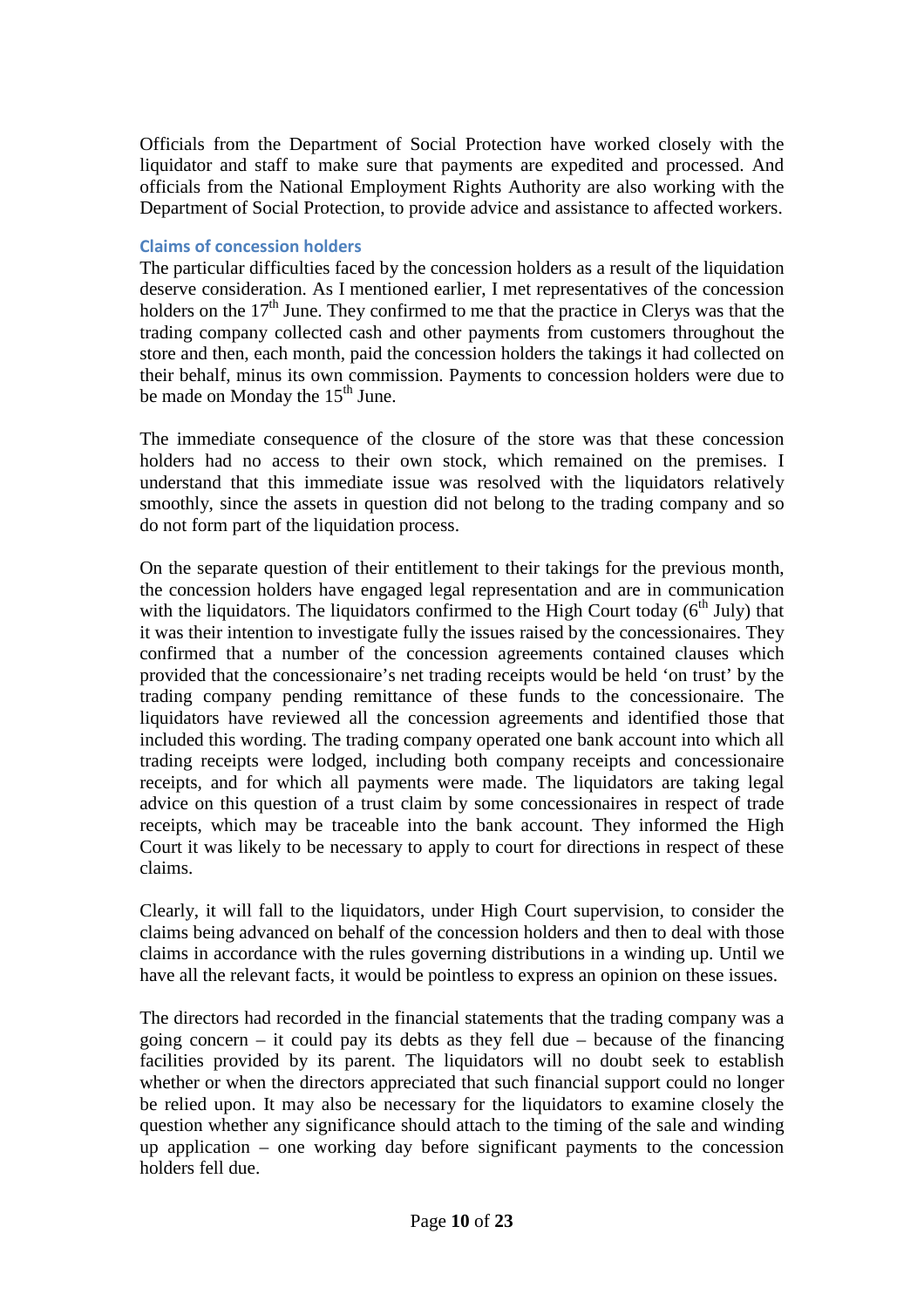Officials from the Department of Social Protection have worked closely with the liquidator and staff to make sure that payments are expedited and processed. And officials from the National Employment Rights Authority are also working with the Department of Social Protection, to provide advice and assistance to affected workers.

### Claims of concession holders

The particular difficulties faced by the concession holders as a result of the liquidation deserve consideration. As I mentioned earlier, I met representatives of the concession holders on the 17th June. They confirmed to me that the practice in Clerys was that the trading company collected cash and other payments from customers throughout the store and then, each month, paid the concession holders the takings it had collected on their behalf, minus its own commission. Payments to concession holders were due to be made on Monday the 15th June.

The immediate consequence of the closure of the store was that these concession holders had no access to their own stock, which remained on the premises. I understand that this immediate issue was resolved with the liquidators relatively smoothly, since the assets in question did not belong to the trading company and so do not form part of the liquidation process.

On the separate question of their entitlement to their takings for the previous month, the concession holders have engaged legal representation and are in communication with the liquidators. The liquidators confirmed to the High Court today (6th July) that it was their intention to investigate fully the issues raised by the concessionaires. They confirmed that a number of the concession agreements contained clauses which provided that the concessionaire's net trading receipts would be held 'on trust' by the trading company pending remittance of these funds to the concessionaire. The liquidators have reviewed all the concession agreements and identified those that included this wording. The trading company operated one bank account into which all trading receipts were lodged, including both company receipts and concessionaire receipts, and for which all payments were made. The liquidators are taking legal advice on this question of a trust claim by some concessionaires in respect of trade receipts, which may be traceable into the bank account. They informed the High Court it was likely to be necessary to apply to court for directions in respect of these claims.

Clearly, it will fall to the liquidators, under High Court supervision, to consider the claims being advanced on behalf of the concession holders and then to deal with those claims in accordance with the rules governing distributions in a winding up. Until we have all the relevant facts, it would be pointless to express an opinion on these issues.

The directors had recorded in the financial statements that the trading company was a going concern – it could pay its debts as they fell due – because of the financing facilities provided by its parent. The liquidators will no doubt seek to establish whether or when the directors appreciated that such financial support could no longer be relied upon. It may also be necessary for the liquidators to examine closely the question whether any significance should attach to the timing of the sale and winding up application – one working day before significant payments to the concession holders fell due.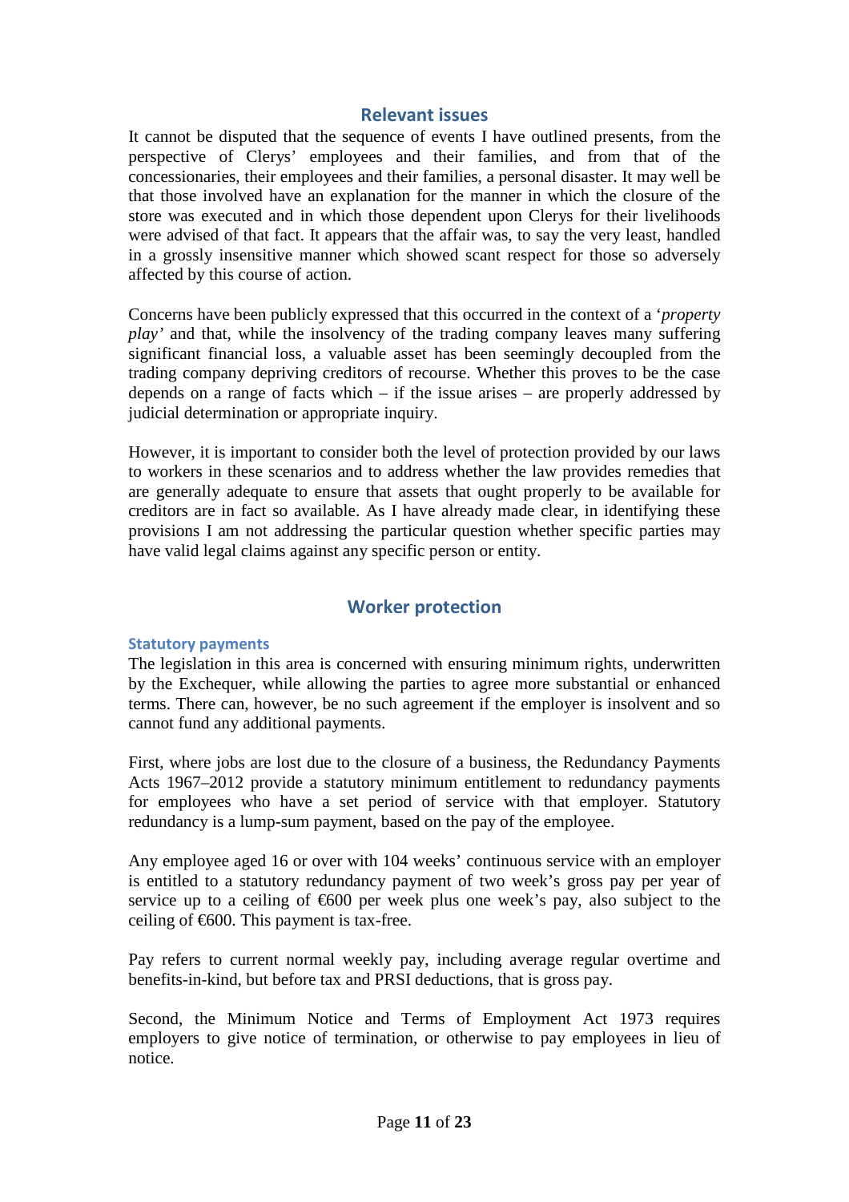## Relevant issues

It cannot be disputed that the sequence of events I have outlined presents, from the perspective of Clerys' employees and their families, and from that of the concessionaries, their employees and their families, a personal disaster. It may well be that those involved have an explanation for the manner in which the closure of the store was executed and in which those dependent upon Clerys for their livelihoods were advised of that fact. It appears that the affair was, to say the very least, handled in a grossly insensitive manner which showed scant respect for those so adversely affected by this course of action.

Concerns have been publicly expressed that this occurred in the context of a '*property play*' and that, while the insolvency of the trading company leaves many suffering significant financial loss, a valuable asset has been seemingly decoupled from the trading company depriving creditors of recourse. Whether this proves to be the case depends on a range of facts which – if the issue arises – are properly addressed by judicial determination or appropriate inquiry.

However, it is important to consider both the level of protection provided by our laws to workers in these scenarios and to address whether the law provides remedies that are generally adequate to ensure that assets that ought properly to be available for creditors are in fact so available. As I have already made clear, in identifying these provisions I am not addressing the particular question whether specific parties may have valid legal claims against any specific person or entity.

## Worker protection

### Statutory payments

The legislation in this area is concerned with ensuring minimum rights, underwritten by the Exchequer, while allowing the parties to agree more substantial or enhanced terms. There can, however, be no such agreement if the employer is insolvent and so cannot fund any additional payments.

First, where jobs are lost due to the closure of a business, the Redundancy Payments Acts 1967–2012 provide a statutory minimum entitlement to redundancy payments for employees who have a set period of service with that employer. Statutory redundancy is a lump-sum payment, based on the pay of the employee.

Any employee aged 16 or over with 104 weeks' continuous service with an employer is entitled to a statutory redundancy payment of two week's gross pay per year of service up to a ceiling of €600 per week plus one week's pay, also subject to the ceiling of €600. This payment is tax-free.

Pay refers to current normal weekly pay, including average regular overtime and benefits-in-kind, but before tax and PRSI deductions, that is gross pay.

Second, the Minimum Notice and Terms of Employment Act 1973 requires employers to give notice of termination, or otherwise to pay employees in lieu of notice.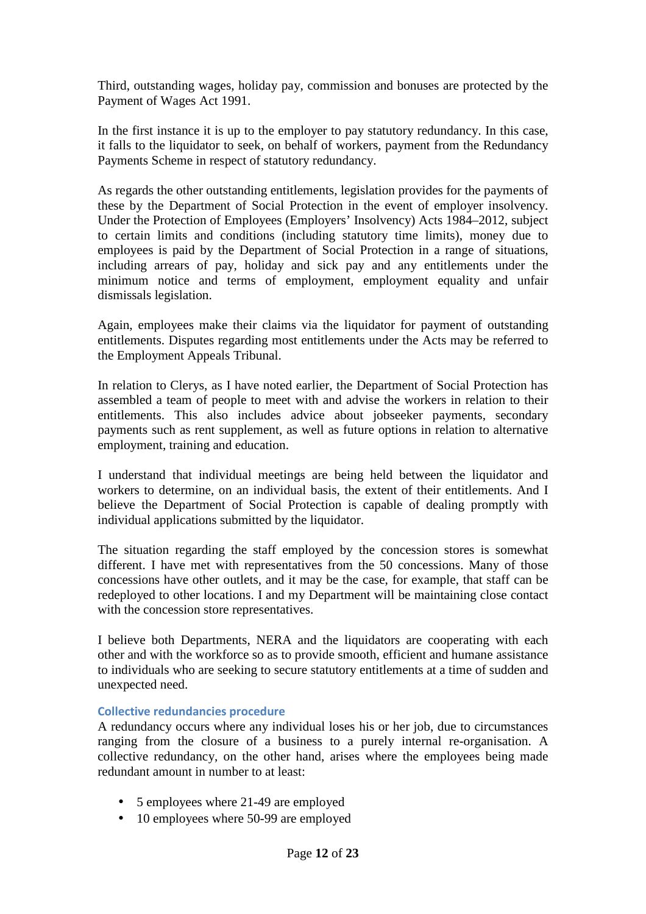Third, outstanding wages, holiday pay, commission and bonuses are protected by the Payment of Wages Act 1991.

In the first instance it is up to the employer to pay statutory redundancy. In this case, it falls to the liquidator to seek, on behalf of workers, payment from the Redundancy Payments Scheme in respect of statutory redundancy.

As regards the other outstanding entitlements, legislation provides for the payments of these by the Department of Social Protection in the event of employer insolvency. Under the Protection of Employees (Employers' Insolvency) Acts 1984–2012, subject to certain limits and conditions (including statutory time limits), money due to employees is paid by the Department of Social Protection in a range of situations, including arrears of pay, holiday and sick pay and any entitlements under the minimum notice and terms of employment, employment equality and unfair dismissals legislation.

Again, employees make their claims via the liquidator for payment of outstanding entitlements. Disputes regarding most entitlements under the Acts may be referred to the Employment Appeals Tribunal.

In relation to Clerys, as I have noted earlier, the Department of Social Protection has assembled a team of people to meet with and advise the workers in relation to their entitlements. This also includes advice about jobseeker payments, secondary payments such as rent supplement, as well as future options in relation to alternative employment, training and education.

I understand that individual meetings are being held between the liquidator and workers to determine, on an individual basis, the extent of their entitlements. And I believe the Department of Social Protection is capable of dealing promptly with individual applications submitted by the liquidator.

The situation regarding the staff employed by the concession stores is somewhat different. I have met with representatives from the 50 concessions. Many of those concessions have other outlets, and it may be the case, for example, that staff can be redeployed to other locations. I and my Department will be maintaining close contact with the concession store representatives.

I believe both Departments, NERA and the liquidators are cooperating with each other and with the workforce so as to provide smooth, efficient and humane assistance to individuals who are seeking to secure statutory entitlements at a time of sudden and unexpected need.

### Collective redundancies procedure

A redundancy occurs where any individual loses his or her job, due to circumstances ranging from the closure of a business to a purely internal re-organisation. A collective redundancy, on the other hand, arises where the employees being made redundant amount in number to at least:

- 5 employees where 21-49 are employed
- 10 employees where 50-99 are employed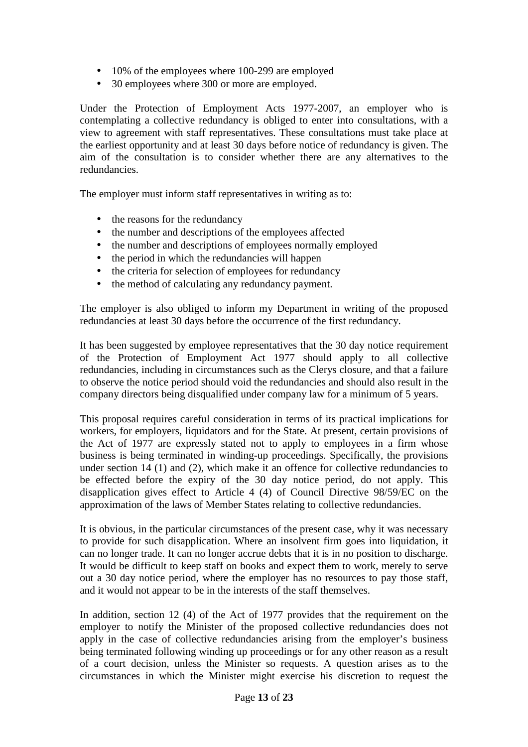- 10% of the employees where 100-299 are employed
- 30 employees where 300 or more are employed.

Under the Protection of Employment Acts 1977-2007, an employer who is contemplating a collective redundancy is obliged to enter into consultations, with a view to agreement with staff representatives. These consultations must take place at the earliest opportunity and at least 30 days before notice of redundancy is given. The aim of the consultation is to consider whether there are any alternatives to the redundancies.

The employer must inform staff representatives in writing as to:

- the reasons for the redundancy
- the number and descriptions of the employees affected
- the number and descriptions of employees normally employed
- the period in which the redundancies will happen
- the criteria for selection of employees for redundancy
- the method of calculating any redundancy payment.

The employer is also obliged to inform my Department in writing of the proposed redundancies at least 30 days before the occurrence of the first redundancy.

It has been suggested by employee representatives that the 30 day notice requirement of the Protection of Employment Act 1977 should apply to all collective redundancies, including in circumstances such as the Clerys closure, and that a failure to observe the notice period should void the redundancies and should also result in the company directors being disqualified under company law for a minimum of 5 years.

This proposal requires careful consideration in terms of its practical implications for workers, for employers, liquidators and for the State. At present, certain provisions of the Act of 1977 are expressly stated not to apply to employees in a firm whose business is being terminated in winding-up proceedings. Specifically, the provisions under section 14 (1) and (2), which make it an offence for collective redundancies to be effected before the expiry of the 30 day notice period, do not apply. This disapplication gives effect to Article 4 (4) of Council Directive 98/59/EC on the approximation of the laws of Member States relating to collective redundancies.

It is obvious, in the particular circumstances of the present case, why it was necessary to provide for such disapplication. Where an insolvent firm goes into liquidation, it can no longer trade. It can no longer accrue debts that it is in no position to discharge. It would be difficult to keep staff on books and expect them to work, merely to serve out a 30 day notice period, where the employer has no resources to pay those staff, and it would not appear to be in the interests of the staff themselves.

In addition, section 12 (4) of the Act of 1977 provides that the requirement on the employer to notify the Minister of the proposed collective redundancies does not apply in the case of collective redundancies arising from the employer's business being terminated following winding up proceedings or for any other reason as a result of a court decision, unless the Minister so requests. A question arises as to the circumstances in which the Minister might exercise his discretion to request the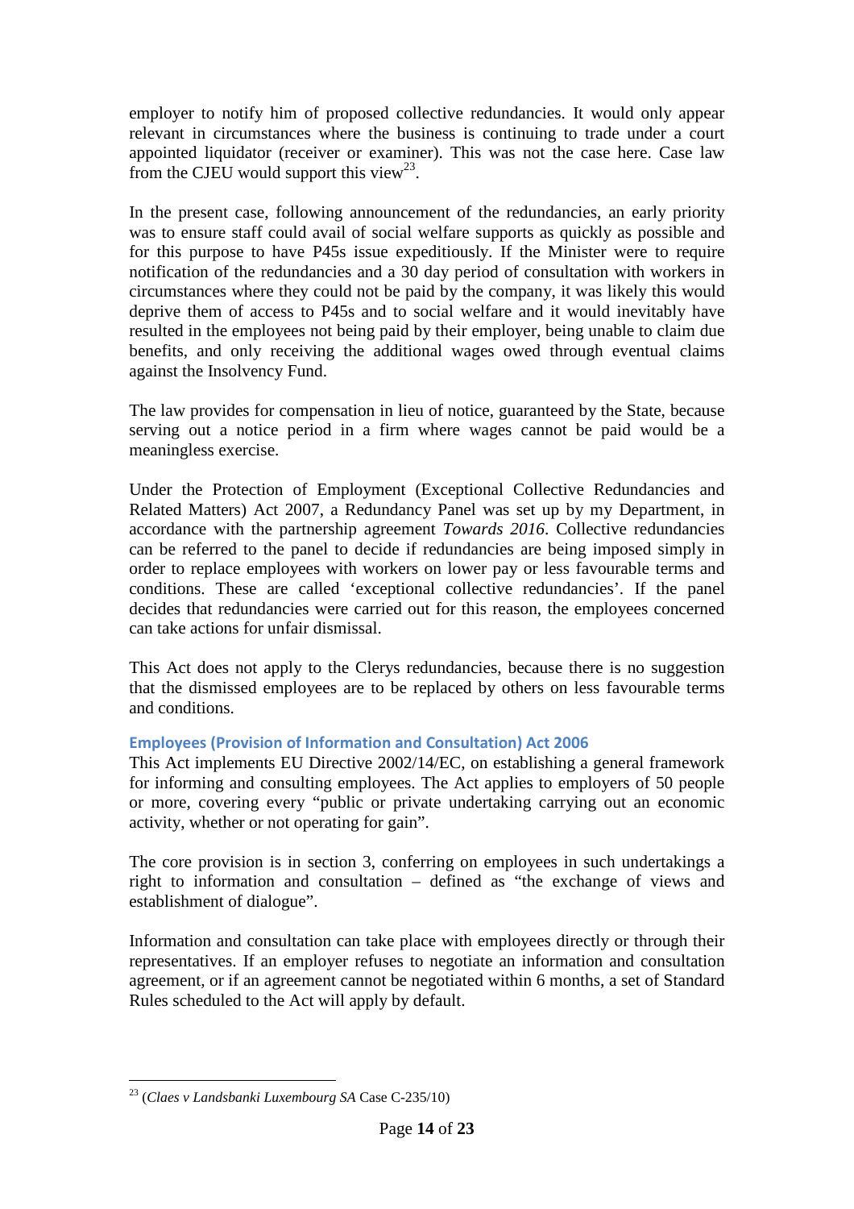employer to notify him of proposed collective redundancies. It would only appear relevant in circumstances where the business is continuing to trade under a court appointed liquidator (receiver or examiner). This was not the case here. Case law from the CJEU would support this view[23].

In the present case, following announcement of the redundancies, an early priority was to ensure staff could avail of social welfare supports as quickly as possible and for this purpose to have P45s issue expeditiously. If the Minister were to require notification of the redundancies and a 30 day period of consultation with workers in circumstances where they could not be paid by the company, it was likely this would deprive them of access to P45s and to social welfare and it would inevitably have resulted in the employees not being paid by their employer, being unable to claim due benefits, and only receiving the additional wages owed through eventual claims against the Insolvency Fund.

The law provides for compensation in lieu of notice, guaranteed by the State, because serving out a notice period in a firm where wages cannot be paid would be a meaningless exercise.

Under the Protection of Employment (Exceptional Collective Redundancies and Related Matters) Act 2007, a Redundancy Panel was set up by my Department, in accordance with the partnership agreement *Towards 2016*. Collective redundancies can be referred to the panel to decide if redundancies are being imposed simply in order to replace employees with workers on lower pay or less favourable terms and conditions. These are called 'exceptional collective redundancies'. If the panel decides that redundancies were carried out for this reason, the employees concerned can take actions for unfair dismissal.

This Act does not apply to the Clerys redundancies, because there is no suggestion that the dismissed employees are to be replaced by others on less favourable terms and conditions.

### Employees (Provision of Information and Consultation) Act 2006

This Act implements EU Directive 2002/14/EC, on establishing a general framework for informing and consulting employees. The Act applies to employers of 50 people or more, covering every "public or private undertaking carrying out an economic activity, whether or not operating for gain".

The core provision is in section 3, conferring on employees in such undertakings a right to information and consultation – defined as "the exchange of views and establishment of dialogue".

Information and consultation can take place with employees directly or through their representatives. If an employer refuses to negotiate an information and consultation agreement, or if an agreement cannot be negotiated within 6 months, a set of Standard Rules scheduled to the Act will apply by default.

---

[23] (*Claes v Landsbanki Luxembourg SA* Case C-235/10)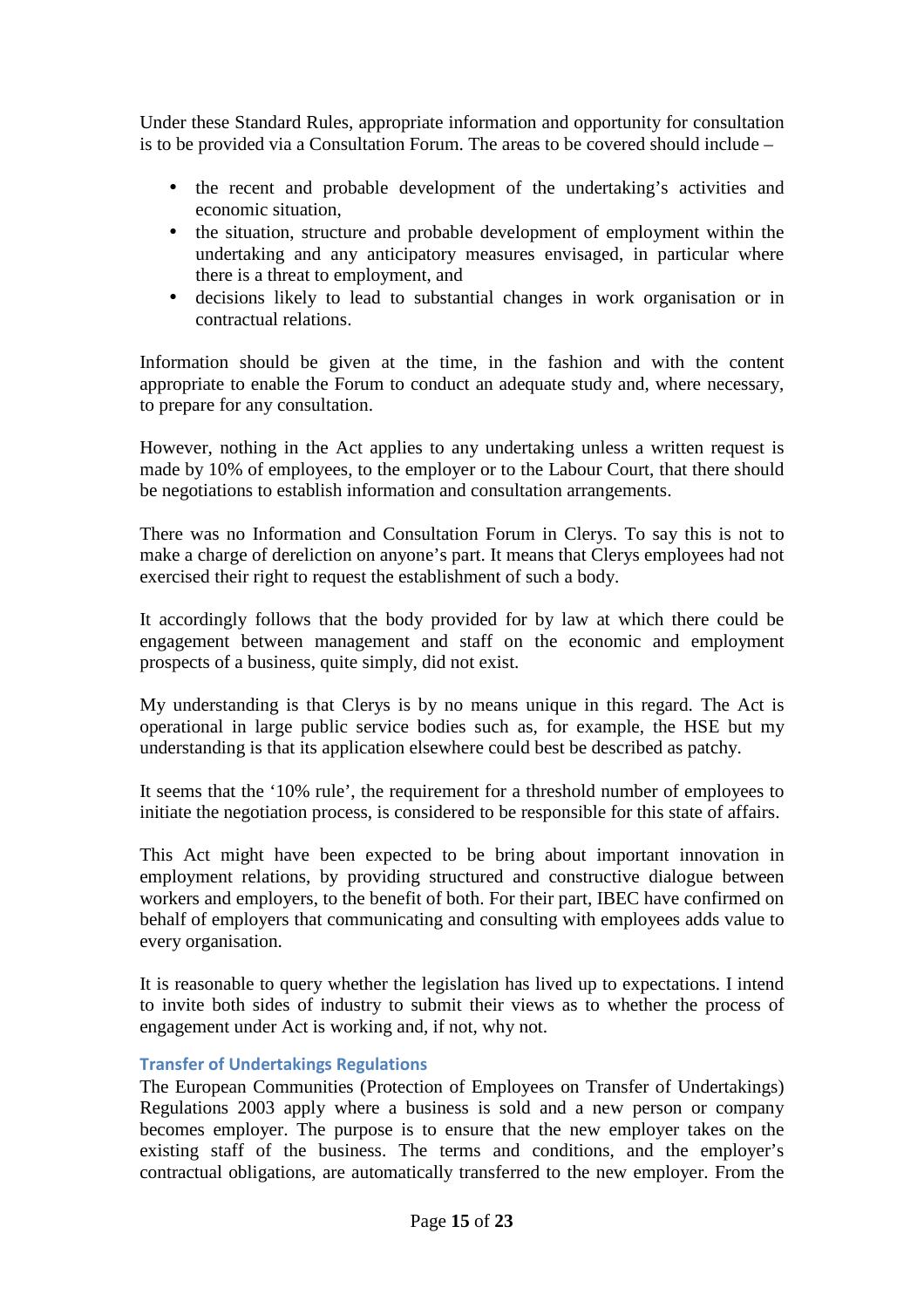Under these Standard Rules, appropriate information and opportunity for consultation is to be provided via a Consultation Forum. The areas to be covered should include –

- the recent and probable development of the undertaking's activities and economic situation,
- the situation, structure and probable development of employment within the undertaking and any anticipatory measures envisaged, in particular where there is a threat to employment, and
- decisions likely to lead to substantial changes in work organisation or in contractual relations.

Information should be given at the time, in the fashion and with the content appropriate to enable the Forum to conduct an adequate study and, where necessary, to prepare for any consultation.

However, nothing in the Act applies to any undertaking unless a written request is made by 10% of employees, to the employer or to the Labour Court, that there should be negotiations to establish information and consultation arrangements.

There was no Information and Consultation Forum in Clerys. To say this is not to make a charge of dereliction on anyone's part. It means that Clerys employees had not exercised their right to request the establishment of such a body.

It accordingly follows that the body provided for by law at which there could be engagement between management and staff on the economic and employment prospects of a business, quite simply, did not exist.

My understanding is that Clerys is by no means unique in this regard. The Act is operational in large public service bodies such as, for example, the HSE but my understanding is that its application elsewhere could best be described as patchy.

It seems that the '10% rule', the requirement for a threshold number of employees to initiate the negotiation process, is considered to be responsible for this state of affairs.

This Act might have been expected to be bring about important innovation in employment relations, by providing structured and constructive dialogue between workers and employers, to the benefit of both. For their part, IBEC have confirmed on behalf of employers that communicating and consulting with employees adds value to every organisation.

It is reasonable to query whether the legislation has lived up to expectations. I intend to invite both sides of industry to submit their views as to whether the process of engagement under Act is working and, if not, why not.

### Transfer of Undertakings Regulations

The European Communities (Protection of Employees on Transfer of Undertakings) Regulations 2003 apply where a business is sold and a new person or company becomes employer. The purpose is to ensure that the new employer takes on the existing staff of the business. The terms and conditions, and the employer's contractual obligations, are automatically transferred to the new employer. From the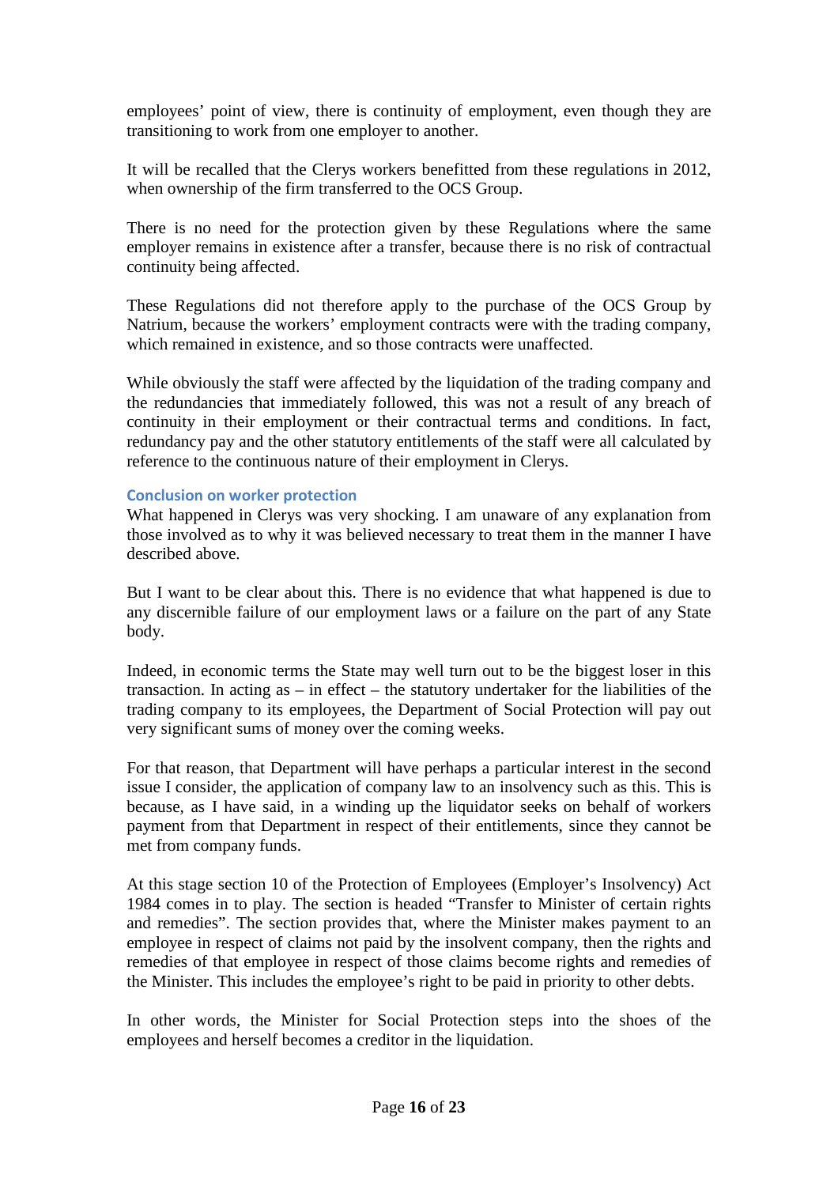employees' point of view, there is continuity of employment, even though they are transitioning to work from one employer to another.

It will be recalled that the Clerys workers benefitted from these regulations in 2012, when ownership of the firm transferred to the OCS Group.

There is no need for the protection given by these Regulations where the same employer remains in existence after a transfer, because there is no risk of contractual continuity being affected.

These Regulations did not therefore apply to the purchase of the OCS Group by Natrium, because the workers' employment contracts were with the trading company, which remained in existence, and so those contracts were unaffected.

While obviously the staff were affected by the liquidation of the trading company and the redundancies that immediately followed, this was not a result of any breach of continuity in their employment or their contractual terms and conditions. In fact, redundancy pay and the other statutory entitlements of the staff were all calculated by reference to the continuous nature of their employment in Clerys.

### Conclusion on worker protection

What happened in Clerys was very shocking. I am unaware of any explanation from those involved as to why it was believed necessary to treat them in the manner I have described above.

But I want to be clear about this. There is no evidence that what happened is due to any discernible failure of our employment laws or a failure on the part of any State body.

Indeed, in economic terms the State may well turn out to be the biggest loser in this transaction. In acting as – in effect – the statutory undertaker for the liabilities of the trading company to its employees, the Department of Social Protection will pay out very significant sums of money over the coming weeks.

For that reason, that Department will have perhaps a particular interest in the second issue I consider, the application of company law to an insolvency such as this. This is because, as I have said, in a winding up the liquidator seeks on behalf of workers payment from that Department in respect of their entitlements, since they cannot be met from company funds.

At this stage section 10 of the Protection of Employees (Employer's Insolvency) Act 1984 comes in to play. The section is headed "Transfer to Minister of certain rights and remedies". The section provides that, where the Minister makes payment to an employee in respect of claims not paid by the insolvent company, then the rights and remedies of that employee in respect of those claims become rights and remedies of the Minister. This includes the employee's right to be paid in priority to other debts.

In other words, the Minister for Social Protection steps into the shoes of the employees and herself becomes a creditor in the liquidation.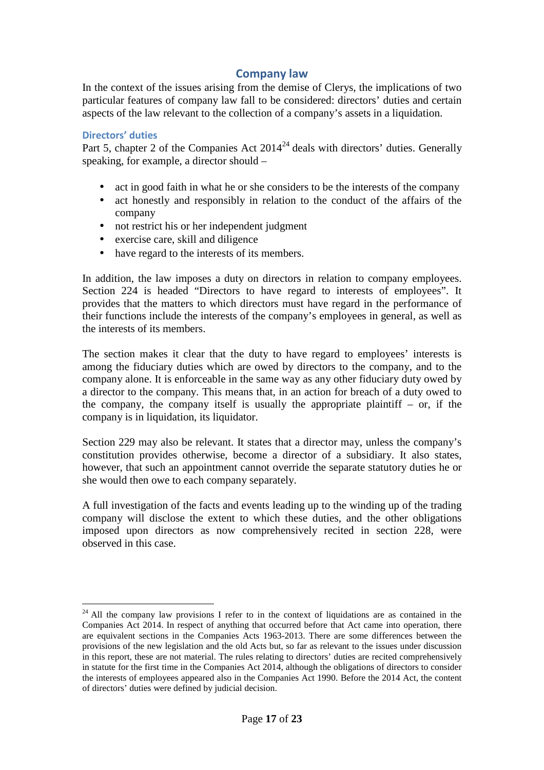## Company law

In the context of the issues arising from the demise of Clerys, the implications of two particular features of company law fall to be considered: directors' duties and certain aspects of the law relevant to the collection of a company's assets in a liquidation.

### Directors' duties

Part 5, chapter 2 of the Companies Act 2014[24] deals with directors' duties. Generally speaking, for example, a director should –

- act in good faith in what he or she considers to be the interests of the company
- act honestly and responsibly in relation to the conduct of the affairs of the company
- not restrict his or her independent judgment
- exercise care, skill and diligence
- have regard to the interests of its members.

In addition, the law imposes a duty on directors in relation to company employees. Section 224 is headed "Directors to have regard to interests of employees". It provides that the matters to which directors must have regard in the performance of their functions include the interests of the company's employees in general, as well as the interests of its members.

The section makes it clear that the duty to have regard to employees' interests is among the fiduciary duties which are owed by directors to the company, and to the company alone. It is enforceable in the same way as any other fiduciary duty owed by a director to the company. This means that, in an action for breach of a duty owed to the company, the company itself is usually the appropriate plaintiff – or, if the company is in liquidation, its liquidator.

Section 229 may also be relevant. It states that a director may, unless the company's constitution provides otherwise, become a director of a subsidiary. It also states, however, that such an appointment cannot override the separate statutory duties he or she would then owe to each company separately.

A full investigation of the facts and events leading up to the winding up of the trading company will disclose the extent to which these duties, and the other obligations imposed upon directors as now comprehensively recited in section 228, were observed in this case.

---

[24] All the company law provisions I refer to in the context of liquidations are as contained in the Companies Act 2014. In respect of anything that occurred before that Act came into operation, there are equivalent sections in the Companies Acts 1963-2013. There are some differences between the provisions of the new legislation and the old Acts but, so far as relevant to the issues under discussion in this report, these are not material. The rules relating to directors' duties are recited comprehensively in statute for the first time in the Companies Act 2014, although the obligations of directors to consider the interests of employees appeared also in the Companies Act 1990. Before the 2014 Act, the content of directors' duties were defined by judicial decision.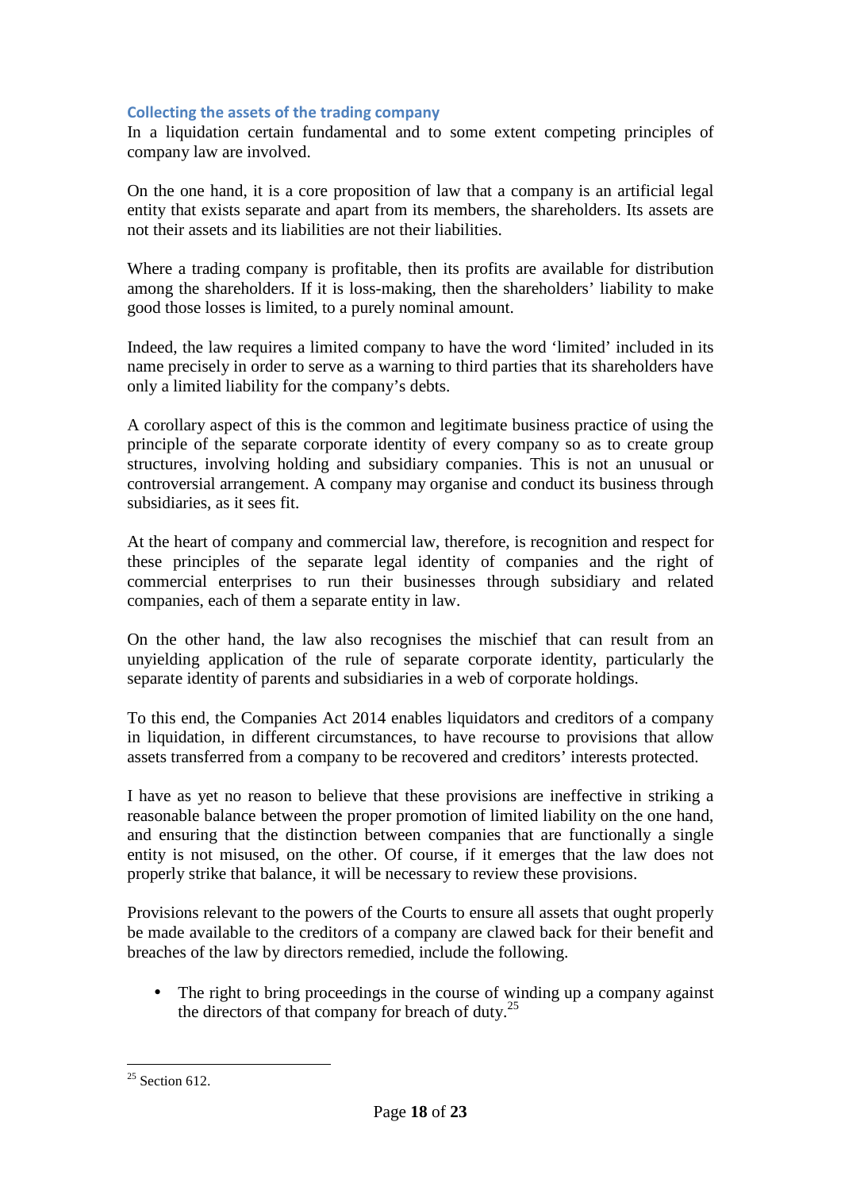### Collecting the assets of the trading company

In a liquidation certain fundamental and to some extent competing principles of company law are involved.

On the one hand, it is a core proposition of law that a company is an artificial legal entity that exists separate and apart from its members, the shareholders. Its assets are not their assets and its liabilities are not their liabilities.

Where a trading company is profitable, then its profits are available for distribution among the shareholders. If it is loss-making, then the shareholders' liability to make good those losses is limited, to a purely nominal amount.

Indeed, the law requires a limited company to have the word 'limited' included in its name precisely in order to serve as a warning to third parties that its shareholders have only a limited liability for the company's debts.

A corollary aspect of this is the common and legitimate business practice of using the principle of the separate corporate identity of every company so as to create group structures, involving holding and subsidiary companies. This is not an unusual or controversial arrangement. A company may organise and conduct its business through subsidiaries, as it sees fit.

At the heart of company and commercial law, therefore, is recognition and respect for these principles of the separate legal identity of companies and the right of commercial enterprises to run their businesses through subsidiary and related companies, each of them a separate entity in law.

On the other hand, the law also recognises the mischief that can result from an unyielding application of the rule of separate corporate identity, particularly the separate identity of parents and subsidiaries in a web of corporate holdings.

To this end, the Companies Act 2014 enables liquidators and creditors of a company in liquidation, in different circumstances, to have recourse to provisions that allow assets transferred from a company to be recovered and creditors' interests protected.

I have as yet no reason to believe that these provisions are ineffective in striking a reasonable balance between the proper promotion of limited liability on the one hand, and ensuring that the distinction between companies that are functionally a single entity is not misused, on the other. Of course, if it emerges that the law does not properly strike that balance, it will be necessary to review these provisions.

Provisions relevant to the powers of the Courts to ensure all assets that ought properly be made available to the creditors of a company are clawed back for their benefit and breaches of the law by directors remedied, include the following.

- The right to bring proceedings in the course of winding up a company against the directors of that company for breach of duty.[25]

[25] Section 612.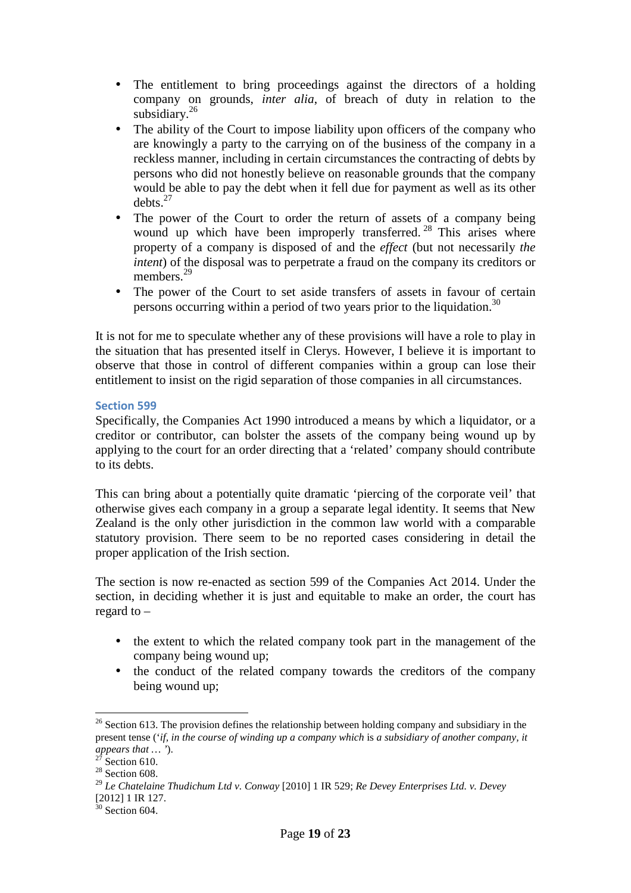- The entitlement to bring proceedings against the directors of a holding company on grounds, *inter alia*, of breach of duty in relation to the subsidiary.[26]
- The ability of the Court to impose liability upon officers of the company who are knowingly a party to the carrying on of the business of the company in a reckless manner, including in certain circumstances the contracting of debts by persons who did not honestly believe on reasonable grounds that the company would be able to pay the debt when it fell due for payment as well as its other debts.[27]
- The power of the Court to order the return of assets of a company being wound up which have been improperly transferred.[28] This arises where property of a company is disposed of and the *effect* (but not necessarily *the intent*) of the disposal was to perpetrate a fraud on the company its creditors or members.[29]
- The power of the Court to set aside transfers of assets in favour of certain persons occurring within a period of two years prior to the liquidation.[30]

It is not for me to speculate whether any of these provisions will have a role to play in the situation that has presented itself in Clerys. However, I believe it is important to observe that those in control of different companies within a group can lose their entitlement to insist on the rigid separation of those companies in all circumstances.

### Section 599

Specifically, the Companies Act 1990 introduced a means by which a liquidator, or a creditor or contributor, can bolster the assets of the company being wound up by applying to the court for an order directing that a 'related' company should contribute to its debts.

This can bring about a potentially quite dramatic 'piercing of the corporate veil' that otherwise gives each company in a group a separate legal identity. It seems that New Zealand is the only other jurisdiction in the common law world with a comparable statutory provision. There seem to be no reported cases considering in detail the proper application of the Irish section.

The section is now re-enacted as section 599 of the Companies Act 2014. Under the section, in deciding whether it is just and equitable to make an order, the court has regard to –

- the extent to which the related company took part in the management of the company being wound up;
- the conduct of the related company towards the creditors of the company being wound up;

---

[26] Section 613. The provision defines the relationship between holding company and subsidiary in the present tense ('*if, in the course of winding up a company which* is *a subsidiary of another company, it appears that … '*).

[27] Section 610.

[28] Section 608.

[29] *Le Chatelaine Thudichum Ltd v. Conway* [2010] 1 IR 529; *Re Devey Enterprises Ltd. v. Devey* [2012] 1 IR 127.

[30] Section 604.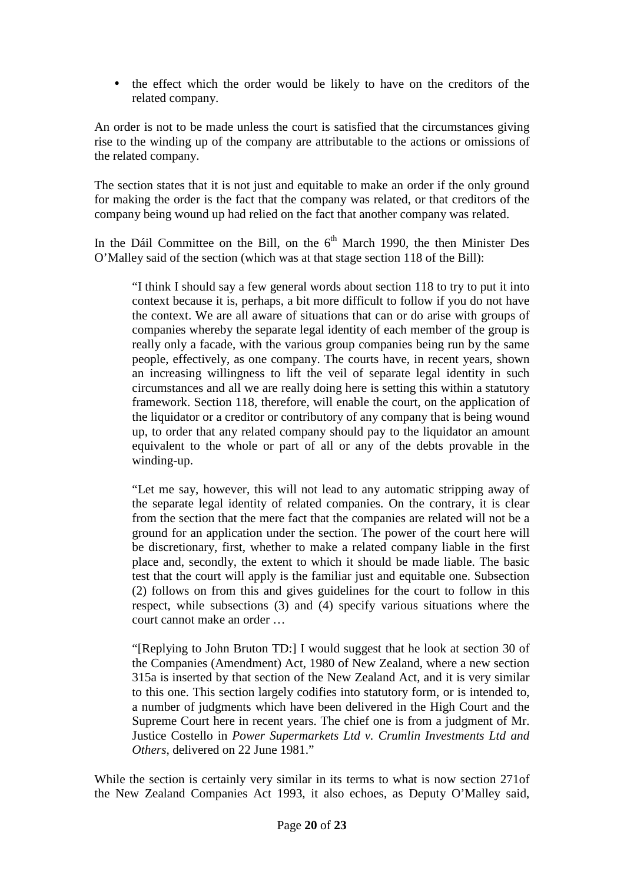- the effect which the order would be likely to have on the creditors of the related company.

An order is not to be made unless the court is satisfied that the circumstances giving rise to the winding up of the company are attributable to the actions or omissions of the related company.

The section states that it is not just and equitable to make an order if the only ground for making the order is the fact that the company was related, or that creditors of the company being wound up had relied on the fact that another company was related.

In the Dáil Committee on the Bill, on the 6th March 1990, the then Minister Des O'Malley said of the section (which was at that stage section 118 of the Bill):

> "I think I should say a few general words about section 118 to try to put it into context because it is, perhaps, a bit more difficult to follow if you do not have the context. We are all aware of situations that can or do arise with groups of companies whereby the separate legal identity of each member of the group is really only a facade, with the various group companies being run by the same people, effectively, as one company. The courts have, in recent years, shown an increasing willingness to lift the veil of separate legal identity in such circumstances and all we are really doing here is setting this within a statutory framework. Section 118, therefore, will enable the court, on the application of the liquidator or a creditor or contributory of any company that is being wound up, to order that any related company should pay to the liquidator an amount equivalent to the whole or part of all or any of the debts provable in the winding-up.
>
> "Let me say, however, this will not lead to any automatic stripping away of the separate legal identity of related companies. On the contrary, it is clear from the section that the mere fact that the companies are related will not be a ground for an application under the section. The power of the court here will be discretionary, first, whether to make a related company liable in the first place and, secondly, the extent to which it should be made liable. The basic test that the court will apply is the familiar just and equitable one. Subsection (2) follows on from this and gives guidelines for the court to follow in this respect, while subsections (3) and (4) specify various situations where the court cannot make an order …
>
> "[Replying to John Bruton TD:] I would suggest that he look at section 30 of the Companies (Amendment) Act, 1980 of New Zealand, where a new section 315a is inserted by that section of the New Zealand Act, and it is very similar to this one. This section largely codifies into statutory form, or is intended to, a number of judgments which have been delivered in the High Court and the Supreme Court here in recent years. The chief one is from a judgment of Mr. Justice Costello in *Power Supermarkets Ltd v. Crumlin Investments Ltd and Others*, delivered on 22 June 1981."

While the section is certainly very similar in its terms to what is now section 271of the New Zealand Companies Act 1993, it also echoes, as Deputy O'Malley said,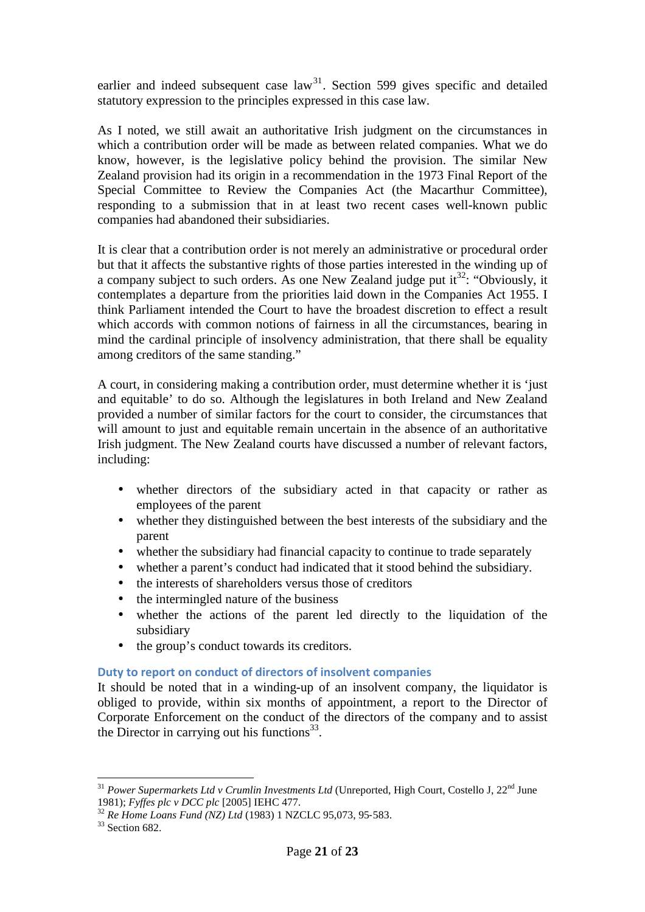earlier and indeed subsequent case law[31]. Section 599 gives specific and detailed statutory expression to the principles expressed in this case law.

As I noted, we still await an authoritative Irish judgment on the circumstances in which a contribution order will be made as between related companies. What we do know, however, is the legislative policy behind the provision. The similar New Zealand provision had its origin in a recommendation in the 1973 Final Report of the Special Committee to Review the Companies Act (the Macarthur Committee), responding to a submission that in at least two recent cases well-known public companies had abandoned their subsidiaries.

It is clear that a contribution order is not merely an administrative or procedural order but that it affects the substantive rights of those parties interested in the winding up of a company subject to such orders. As one New Zealand judge put it[32]: "Obviously, it contemplates a departure from the priorities laid down in the Companies Act 1955. I think Parliament intended the Court to have the broadest discretion to effect a result which accords with common notions of fairness in all the circumstances, bearing in mind the cardinal principle of insolvency administration, that there shall be equality among creditors of the same standing."

A court, in considering making a contribution order, must determine whether it is 'just and equitable' to do so. Although the legislatures in both Ireland and New Zealand provided a number of similar factors for the court to consider, the circumstances that will amount to just and equitable remain uncertain in the absence of an authoritative Irish judgment. The New Zealand courts have discussed a number of relevant factors, including:

- whether directors of the subsidiary acted in that capacity or rather as employees of the parent
- whether they distinguished between the best interests of the subsidiary and the parent
- whether the subsidiary had financial capacity to continue to trade separately
- whether a parent's conduct had indicated that it stood behind the subsidiary.
- the interests of shareholders versus those of creditors
- the intermingled nature of the business
- whether the actions of the parent led directly to the liquidation of the subsidiary
- the group's conduct towards its creditors.

### Duty to report on conduct of directors of insolvent companies

It should be noted that in a winding-up of an insolvent company, the liquidator is obliged to provide, within six months of appointment, a report to the Director of Corporate Enforcement on the conduct of the directors of the company and to assist the Director in carrying out his functions[33].

---

[31] *Power Supermarkets Ltd v Crumlin Investments Ltd* (Unreported, High Court, Costello J, 22nd June 1981); *Fyffes plc v DCC plc* [2005] IEHC 477.

[32] *Re Home Loans Fund (NZ) Ltd* (1983) 1 NZCLC 95,073, 95-583.

[33] Section 682.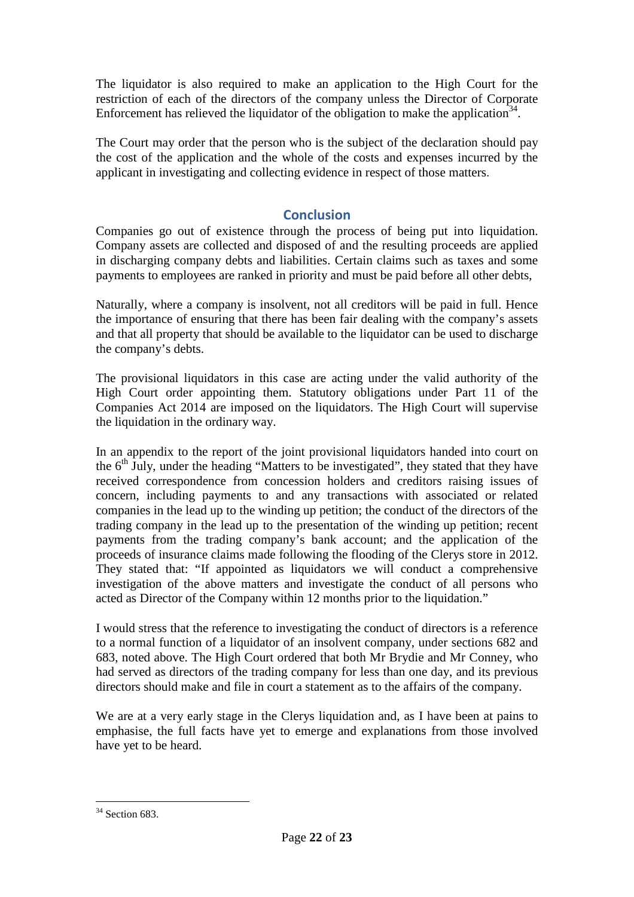The liquidator is also required to make an application to the High Court for the restriction of each of the directors of the company unless the Director of Corporate Enforcement has relieved the liquidator of the obligation to make the application[34].

The Court may order that the person who is the subject of the declaration should pay the cost of the application and the whole of the costs and expenses incurred by the applicant in investigating and collecting evidence in respect of those matters.

## Conclusion

Companies go out of existence through the process of being put into liquidation. Company assets are collected and disposed of and the resulting proceeds are applied in discharging company debts and liabilities. Certain claims such as taxes and some payments to employees are ranked in priority and must be paid before all other debts,

Naturally, where a company is insolvent, not all creditors will be paid in full. Hence the importance of ensuring that there has been fair dealing with the company's assets and that all property that should be available to the liquidator can be used to discharge the company's debts.

The provisional liquidators in this case are acting under the valid authority of the High Court order appointing them. Statutory obligations under Part 11 of the Companies Act 2014 are imposed on the liquidators. The High Court will supervise the liquidation in the ordinary way.

In an appendix to the report of the joint provisional liquidators handed into court on the 6th July, under the heading "Matters to be investigated", they stated that they have received correspondence from concession holders and creditors raising issues of concern, including payments to and any transactions with associated or related companies in the lead up to the winding up petition; the conduct of the directors of the trading company in the lead up to the presentation of the winding up petition; recent payments from the trading company's bank account; and the application of the proceeds of insurance claims made following the flooding of the Clerys store in 2012. They stated that: "If appointed as liquidators we will conduct a comprehensive investigation of the above matters and investigate the conduct of all persons who acted as Director of the Company within 12 months prior to the liquidation."

I would stress that the reference to investigating the conduct of directors is a reference to a normal function of a liquidator of an insolvent company, under sections 682 and 683, noted above. The High Court ordered that both Mr Brydie and Mr Conney, who had served as directors of the trading company for less than one day, and its previous directors should make and file in court a statement as to the affairs of the company.

We are at a very early stage in the Clerys liquidation and, as I have been at pains to emphasise, the full facts have yet to emerge and explanations from those involved have yet to be heard.

---

[34] Section 683.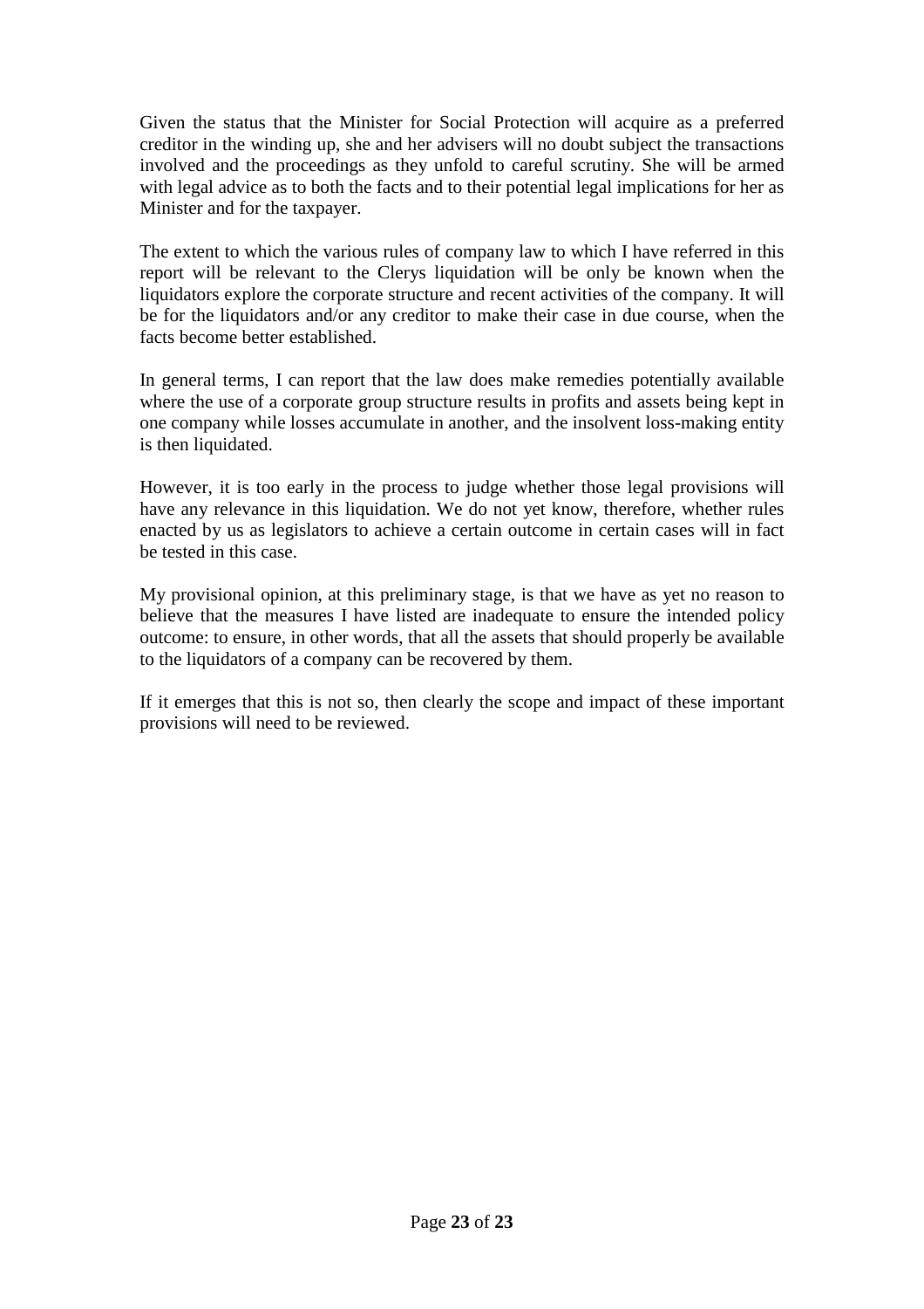Given the status that the Minister for Social Protection will acquire as a preferred creditor in the winding up, she and her advisers will no doubt subject the transactions involved and the proceedings as they unfold to careful scrutiny. She will be armed with legal advice as to both the facts and to their potential legal implications for her as Minister and for the taxpayer.

The extent to which the various rules of company law to which I have referred in this report will be relevant to the Clerys liquidation will be only be known when the liquidators explore the corporate structure and recent activities of the company. It will be for the liquidators and/or any creditor to make their case in due course, when the facts become better established.

In general terms, I can report that the law does make remedies potentially available where the use of a corporate group structure results in profits and assets being kept in one company while losses accumulate in another, and the insolvent loss-making entity is then liquidated.

However, it is too early in the process to judge whether those legal provisions will have any relevance in this liquidation. We do not yet know, therefore, whether rules enacted by us as legislators to achieve a certain outcome in certain cases will in fact be tested in this case.

My provisional opinion, at this preliminary stage, is that we have as yet no reason to believe that the measures I have listed are inadequate to ensure the intended policy outcome: to ensure, in other words, that all the assets that should properly be available to the liquidators of a company can be recovered by them.

If it emerges that this is not so, then clearly the scope and impact of these important provisions will need to be reviewed.